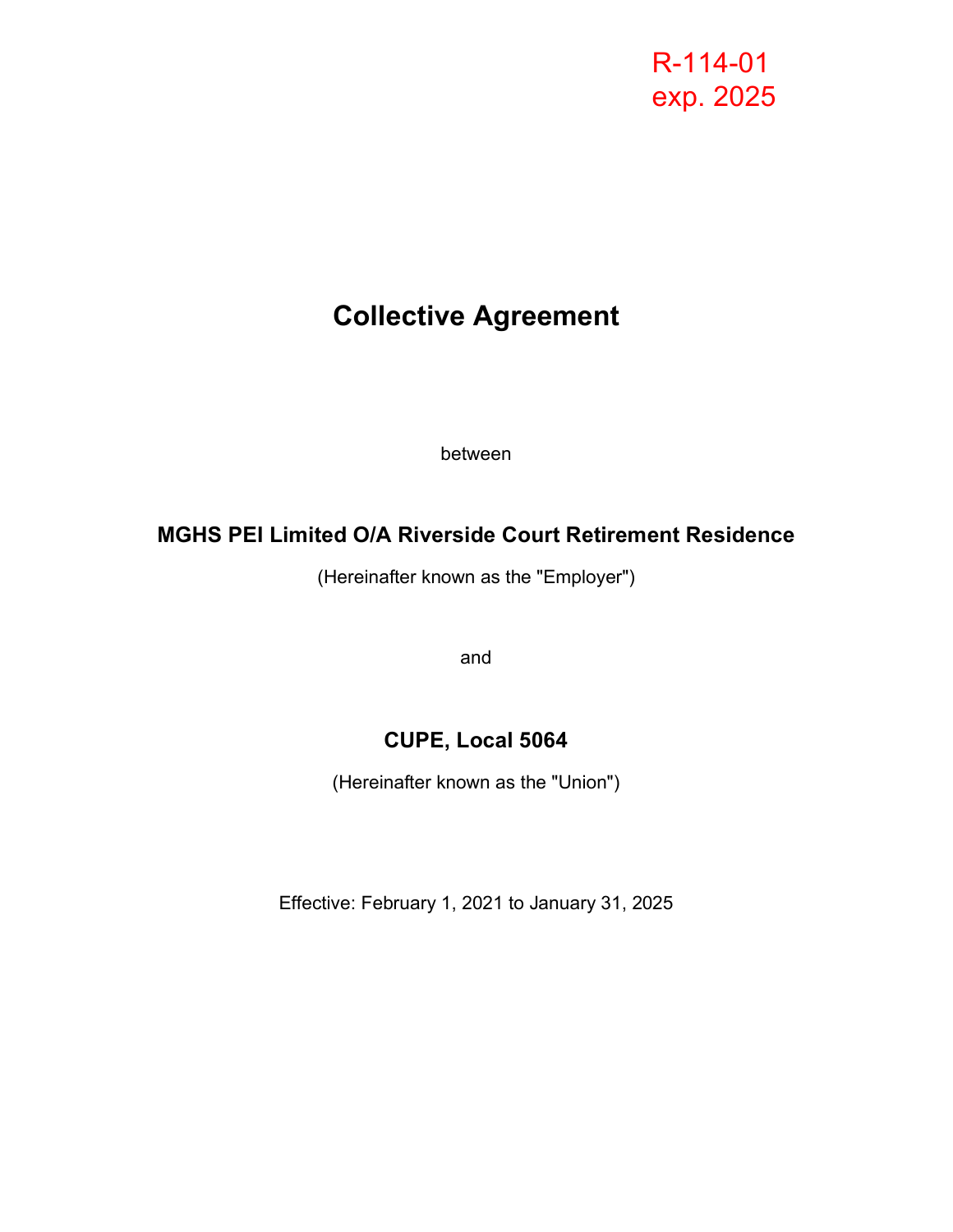R-114-01
exp. 2025

# Collective Agreement

between

**MGHS PEI Limited O/A Riverside Court Retirement Residence**

(Hereinafter known as the "Employer")

and

**CUPE, Local 5064**

(Hereinafter known as the "Union")

Effective: February 1, 2021 to January 31, 2025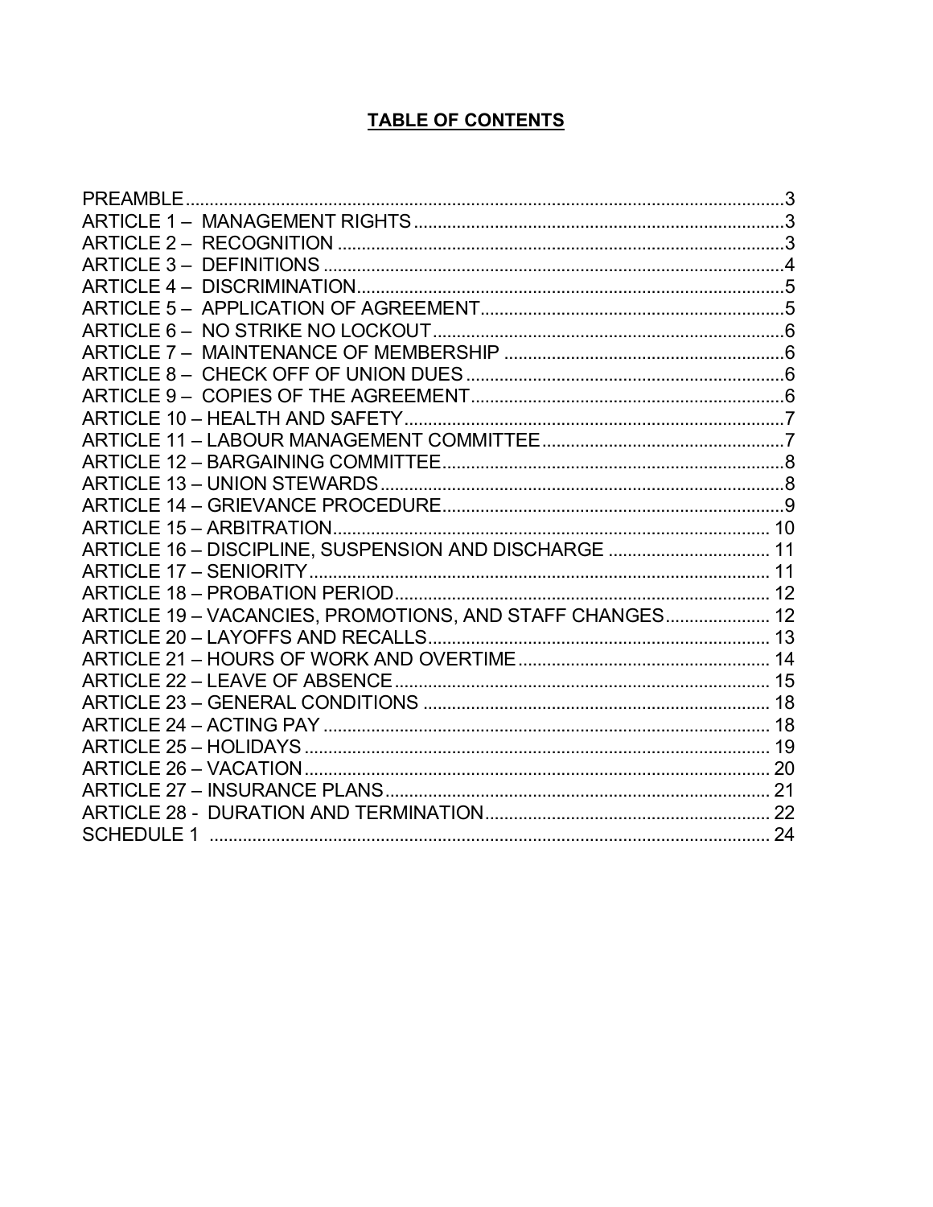# TABLE OF CONTENTS

| | |
|---|---|
| PREAMBLE | 3 |
| ARTICLE 1 – MANAGEMENT RIGHTS | 3 |
| ARTICLE 2 – RECOGNITION | 3 |
| ARTICLE 3 – DEFINITIONS | 4 |
| ARTICLE 4 – DISCRIMINATION | 5 |
| ARTICLE 5 – APPLICATION OF AGREEMENT | 5 |
| ARTICLE 6 – NO STRIKE NO LOCKOUT | 6 |
| ARTICLE 7 – MAINTENANCE OF MEMBERSHIP | 6 |
| ARTICLE 8 – CHECK OFF OF UNION DUES | 6 |
| ARTICLE 9 – COPIES OF THE AGREEMENT | 6 |
| ARTICLE 10 – HEALTH AND SAFETY | 7 |
| ARTICLE 11 – LABOUR MANAGEMENT COMMITTEE | 7 |
| ARTICLE 12 – BARGAINING COMMITTEE | 8 |
| ARTICLE 13 – UNION STEWARDS | 8 |
| ARTICLE 14 – GRIEVANCE PROCEDURE | 9 |
| ARTICLE 15 – ARBITRATION | 10 |
| ARTICLE 16 – DISCIPLINE, SUSPENSION AND DISCHARGE | 11 |
| ARTICLE 17 – SENIORITY | 11 |
| ARTICLE 18 – PROBATION PERIOD | 12 |
| ARTICLE 19 – VACANCIES, PROMOTIONS, AND STAFF CHANGES | 12 |
| ARTICLE 20 – LAYOFFS AND RECALLS | 13 |
| ARTICLE 21 – HOURS OF WORK AND OVERTIME | 14 |
| ARTICLE 22 – LEAVE OF ABSENCE | 15 |
| ARTICLE 23 – GENERAL CONDITIONS | 18 |
| ARTICLE 24 – ACTING PAY | 18 |
| ARTICLE 25 – HOLIDAYS | 19 |
| ARTICLE 26 – VACATION | 20 |
| ARTICLE 27 – INSURANCE PLANS | 21 |
| ARTICLE 28 - DURATION AND TERMINATION | 22 |
| SCHEDULE 1 | 24 |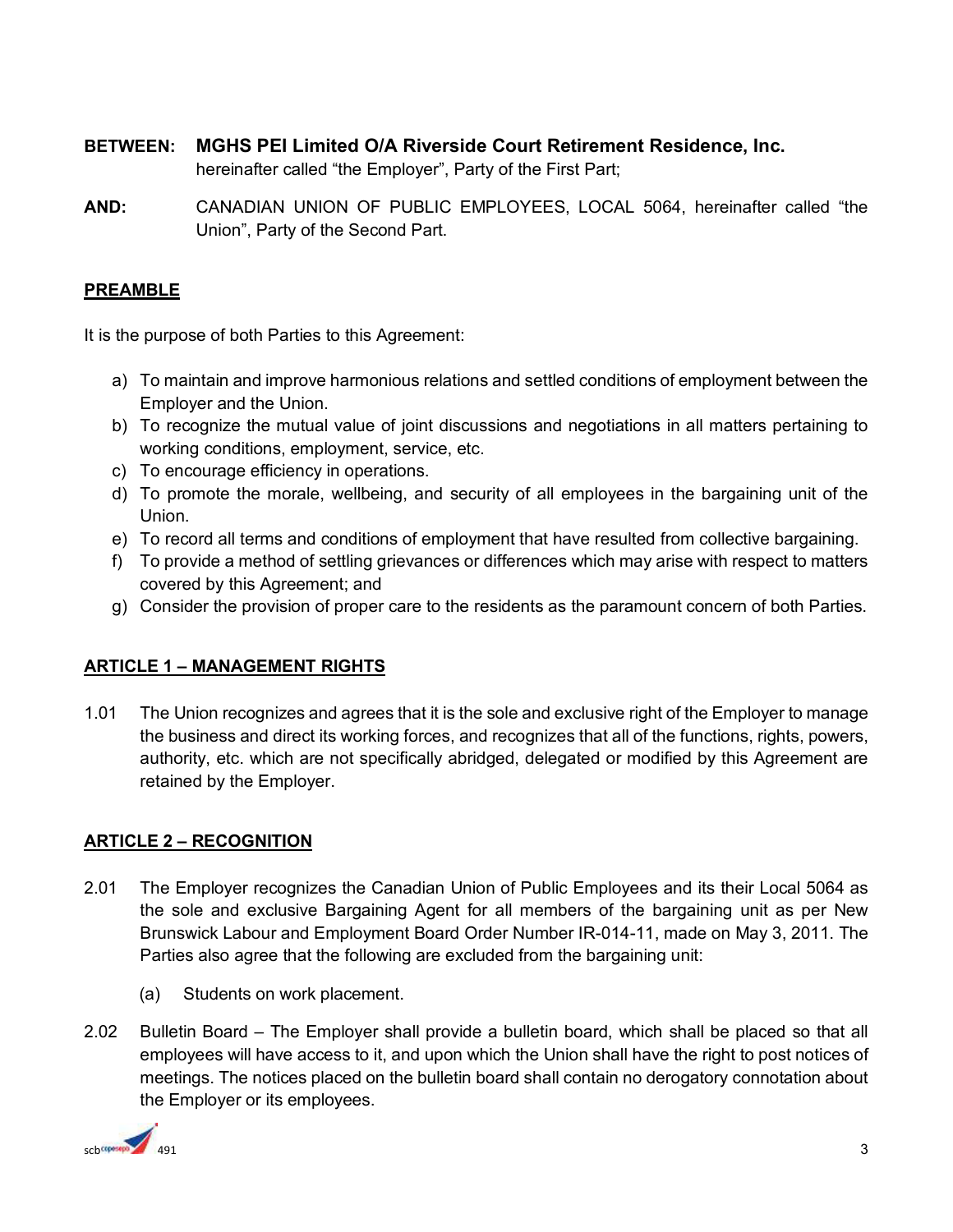**BETWEEN:** **MGHS PEI Limited O/A Riverside Court Retirement Residence, Inc.** hereinafter called "the Employer", Party of the First Part;

**AND:** CANADIAN UNION OF PUBLIC EMPLOYEES, LOCAL 5064, hereinafter called "the Union", Party of the Second Part.

## PREAMBLE

It is the purpose of both Parties to this Agreement:

a) To maintain and improve harmonious relations and settled conditions of employment between the Employer and the Union.
b) To recognize the mutual value of joint discussions and negotiations in all matters pertaining to working conditions, employment, service, etc.
c) To encourage efficiency in operations.
d) To promote the morale, wellbeing, and security of all employees in the bargaining unit of the Union.
e) To record all terms and conditions of employment that have resulted from collective bargaining.
f) To provide a method of settling grievances or differences which may arise with respect to matters covered by this Agreement; and
g) Consider the provision of proper care to the residents as the paramount concern of both Parties.

## ARTICLE 1 – MANAGEMENT RIGHTS

1.01 The Union recognizes and agrees that it is the sole and exclusive right of the Employer to manage the business and direct its working forces, and recognizes that all of the functions, rights, powers, authority, etc. which are not specifically abridged, delegated or modified by this Agreement are retained by the Employer.

## ARTICLE 2 – RECOGNITION

2.01 The Employer recognizes the Canadian Union of Public Employees and its their Local 5064 as the sole and exclusive Bargaining Agent for all members of the bargaining unit as per New Brunswick Labour and Employment Board Order Number IR-014-11, made on May 3, 2011. The Parties also agree that the following are excluded from the bargaining unit:

(a) Students on work placement.

2.02 Bulletin Board – The Employer shall provide a bulletin board, which shall be placed so that all employees will have access to it, and upon which the Union shall have the right to post notices of meetings. The notices placed on the bulletin board shall contain no derogatory connotation about the Employer or its employees.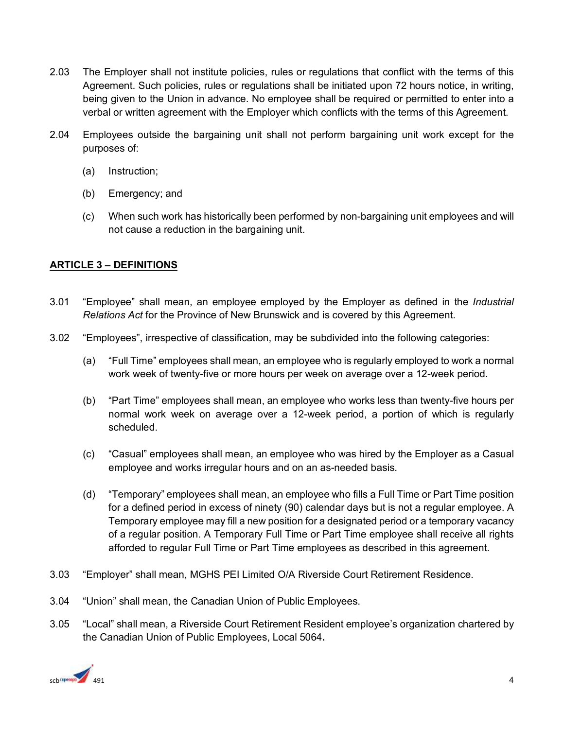2.03 The Employer shall not institute policies, rules or regulations that conflict with the terms of this Agreement. Such policies, rules or regulations shall be initiated upon 72 hours notice, in writing, being given to the Union in advance. No employee shall be required or permitted to enter into a verbal or written agreement with the Employer which conflicts with the terms of this Agreement.

2.04 Employees outside the bargaining unit shall not perform bargaining unit work except for the purposes of:

(a) Instruction;

(b) Emergency; and

(c) When such work has historically been performed by non-bargaining unit employees and will not cause a reduction in the bargaining unit.

## ARTICLE 3 – DEFINITIONS

3.01 "Employee" shall mean, an employee employed by the Employer as defined in the *Industrial Relations Act* for the Province of New Brunswick and is covered by this Agreement.

3.02 "Employees", irrespective of classification, may be subdivided into the following categories:

(a) "Full Time" employees shall mean, an employee who is regularly employed to work a normal work week of twenty-five or more hours per week on average over a 12-week period.

(b) "Part Time" employees shall mean, an employee who works less than twenty-five hours per normal work week on average over a 12-week period, a portion of which is regularly scheduled.

(c) "Casual" employees shall mean, an employee who was hired by the Employer as a Casual employee and works irregular hours and on an as-needed basis.

(d) "Temporary" employees shall mean, an employee who fills a Full Time or Part Time position for a defined period in excess of ninety (90) calendar days but is not a regular employee. A Temporary employee may fill a new position for a designated period or a temporary vacancy of a regular position. A Temporary Full Time or Part Time employee shall receive all rights afforded to regular Full Time or Part Time employees as described in this agreement.

3.03 "Employer" shall mean, MGHS PEI Limited O/A Riverside Court Retirement Residence.

3.04 "Union" shall mean, the Canadian Union of Public Employees.

3.05 "Local" shall mean, a Riverside Court Retirement Resident employee's organization chartered by the Canadian Union of Public Employees, Local 5064**.**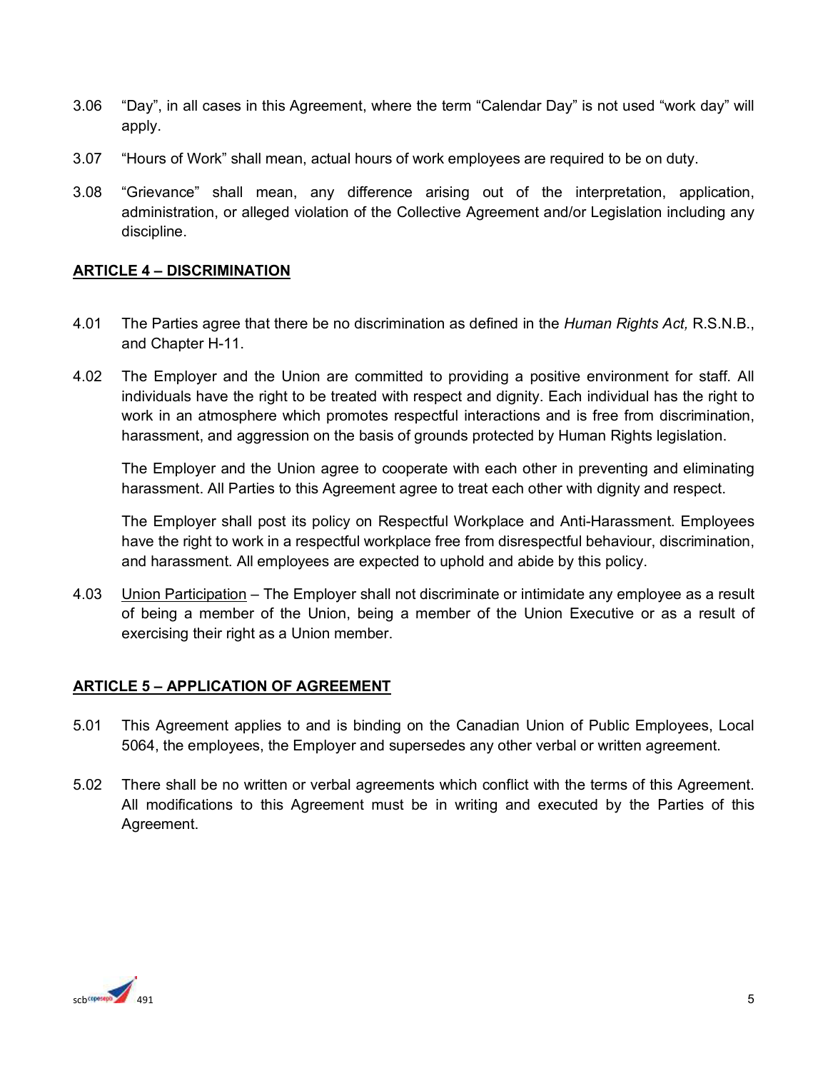3.06 "Day", in all cases in this Agreement, where the term "Calendar Day" is not used "work day" will apply.

3.07 "Hours of Work" shall mean, actual hours of work employees are required to be on duty.

3.08 "Grievance" shall mean, any difference arising out of the interpretation, application, administration, or alleged violation of the Collective Agreement and/or Legislation including any discipline.

## ARTICLE 4 – DISCRIMINATION

4.01 The Parties agree that there be no discrimination as defined in the *Human Rights Act,* R.S.N.B., and Chapter H-11.

4.02 The Employer and the Union are committed to providing a positive environment for staff. All individuals have the right to be treated with respect and dignity. Each individual has the right to work in an atmosphere which promotes respectful interactions and is free from discrimination, harassment, and aggression on the basis of grounds protected by Human Rights legislation.

The Employer and the Union agree to cooperate with each other in preventing and eliminating harassment. All Parties to this Agreement agree to treat each other with dignity and respect.

The Employer shall post its policy on Respectful Workplace and Anti-Harassment. Employees have the right to work in a respectful workplace free from disrespectful behaviour, discrimination, and harassment. All employees are expected to uphold and abide by this policy.

4.03 Union Participation – The Employer shall not discriminate or intimidate any employee as a result of being a member of the Union, being a member of the Union Executive or as a result of exercising their right as a Union member.

## ARTICLE 5 – APPLICATION OF AGREEMENT

5.01 This Agreement applies to and is binding on the Canadian Union of Public Employees, Local 5064, the employees, the Employer and supersedes any other verbal or written agreement.

5.02 There shall be no written or verbal agreements which conflict with the terms of this Agreement. All modifications to this Agreement must be in writing and executed by the Parties of this Agreement.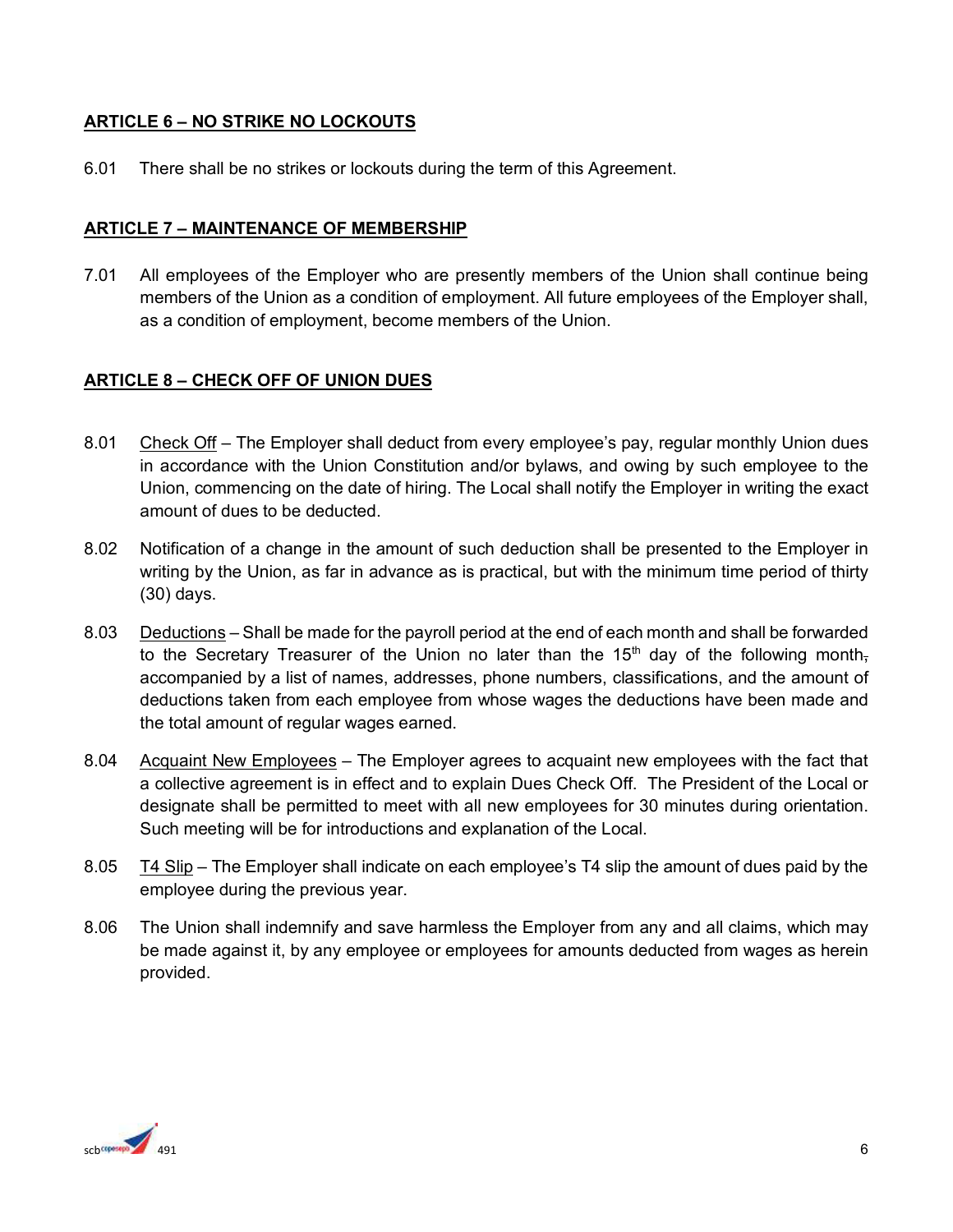## ARTICLE 6 – NO STRIKE NO LOCKOUTS

6.01 There shall be no strikes or lockouts during the term of this Agreement.

## ARTICLE 7 – MAINTENANCE OF MEMBERSHIP

7.01 All employees of the Employer who are presently members of the Union shall continue being members of the Union as a condition of employment. All future employees of the Employer shall, as a condition of employment, become members of the Union.

## ARTICLE 8 – CHECK OFF OF UNION DUES

8.01 Check Off – The Employer shall deduct from every employee's pay, regular monthly Union dues in accordance with the Union Constitution and/or bylaws, and owing by such employee to the Union, commencing on the date of hiring. The Local shall notify the Employer in writing the exact amount of dues to be deducted.

8.02 Notification of a change in the amount of such deduction shall be presented to the Employer in writing by the Union, as far in advance as is practical, but with the minimum time period of thirty (30) days.

8.03 Deductions – Shall be made for the payroll period at the end of each month and shall be forwarded to the Secretary Treasurer of the Union no later than the 15th day of the following month, accompanied by a list of names, addresses, phone numbers, classifications, and the amount of deductions taken from each employee from whose wages the deductions have been made and the total amount of regular wages earned.

8.04 Acquaint New Employees – The Employer agrees to acquaint new employees with the fact that a collective agreement is in effect and to explain Dues Check Off. The President of the Local or designate shall be permitted to meet with all new employees for 30 minutes during orientation. Such meeting will be for introductions and explanation of the Local.

8.05 T4 Slip – The Employer shall indicate on each employee's T4 slip the amount of dues paid by the employee during the previous year.

8.06 The Union shall indemnify and save harmless the Employer from any and all claims, which may be made against it, by any employee or employees for amounts deducted from wages as herein provided.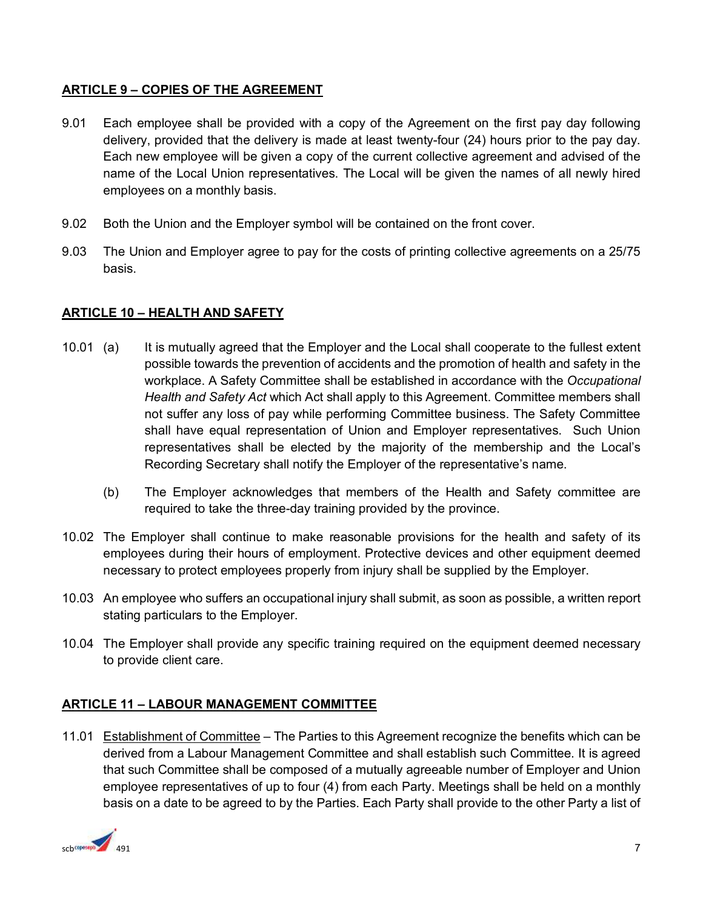## ARTICLE 9 – COPIES OF THE AGREEMENT

9.01 Each employee shall be provided with a copy of the Agreement on the first pay day following delivery, provided that the delivery is made at least twenty-four (24) hours prior to the pay day. Each new employee will be given a copy of the current collective agreement and advised of the name of the Local Union representatives. The Local will be given the names of all newly hired employees on a monthly basis.

9.02 Both the Union and the Employer symbol will be contained on the front cover.

9.03 The Union and Employer agree to pay for the costs of printing collective agreements on a 25/75 basis.

## ARTICLE 10 – HEALTH AND SAFETY

10.01 (a) It is mutually agreed that the Employer and the Local shall cooperate to the fullest extent possible towards the prevention of accidents and the promotion of health and safety in the workplace. A Safety Committee shall be established in accordance with the *Occupational Health and Safety Act* which Act shall apply to this Agreement. Committee members shall not suffer any loss of pay while performing Committee business. The Safety Committee shall have equal representation of Union and Employer representatives. Such Union representatives shall be elected by the majority of the membership and the Local's Recording Secretary shall notify the Employer of the representative's name.

(b) The Employer acknowledges that members of the Health and Safety committee are required to take the three-day training provided by the province.

10.02 The Employer shall continue to make reasonable provisions for the health and safety of its employees during their hours of employment. Protective devices and other equipment deemed necessary to protect employees properly from injury shall be supplied by the Employer.

10.03 An employee who suffers an occupational injury shall submit, as soon as possible, a written report stating particulars to the Employer.

10.04 The Employer shall provide any specific training required on the equipment deemed necessary to provide client care.

## ARTICLE 11 – LABOUR MANAGEMENT COMMITTEE

11.01 Establishment of Committee – The Parties to this Agreement recognize the benefits which can be derived from a Labour Management Committee and shall establish such Committee. It is agreed that such Committee shall be composed of a mutually agreeable number of Employer and Union employee representatives of up to four (4) from each Party. Meetings shall be held on a monthly basis on a date to be agreed to by the Parties. Each Party shall provide to the other Party a list of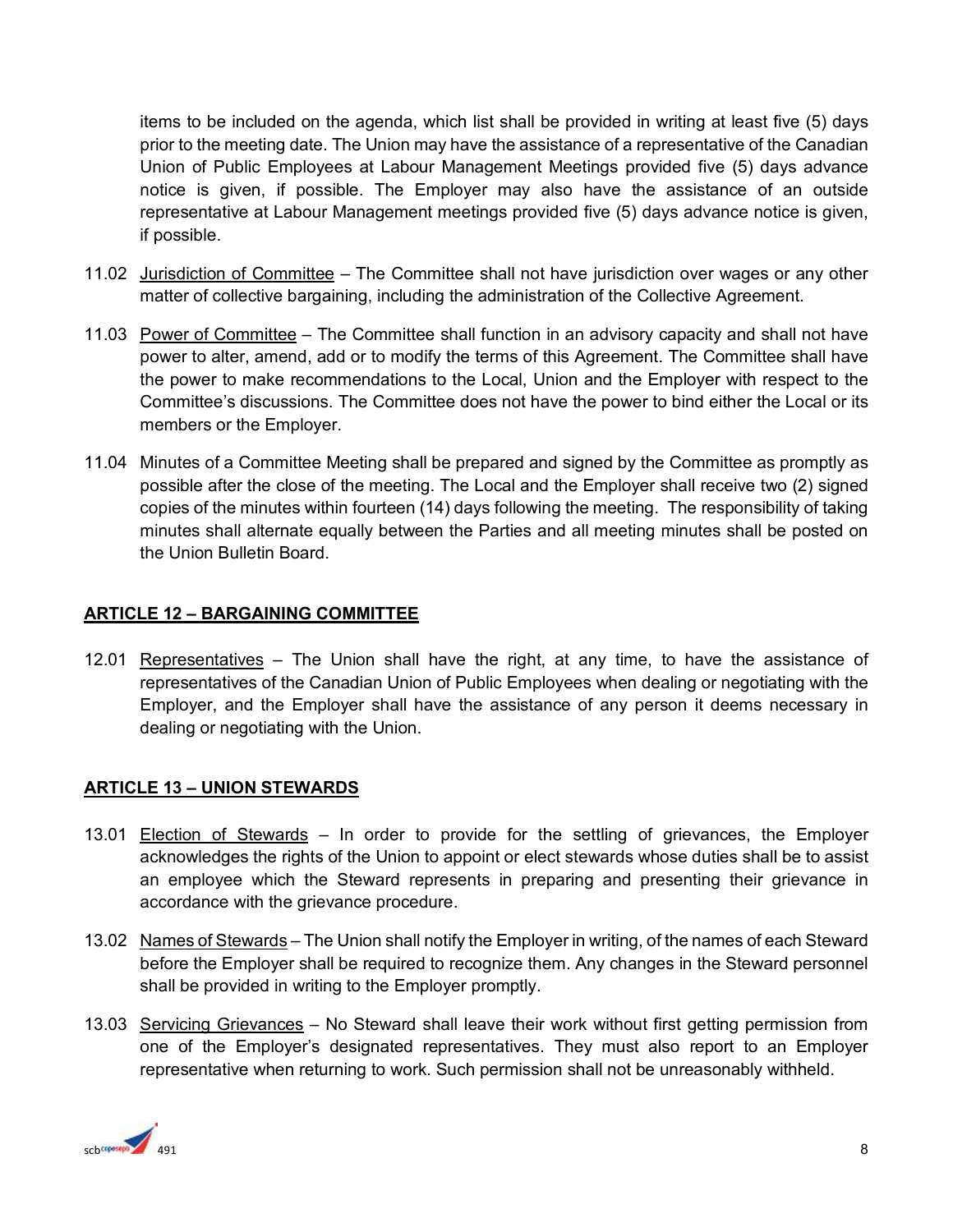items to be included on the agenda, which list shall be provided in writing at least five (5) days prior to the meeting date. The Union may have the assistance of a representative of the Canadian Union of Public Employees at Labour Management Meetings provided five (5) days advance notice is given, if possible. The Employer may also have the assistance of an outside representative at Labour Management meetings provided five (5) days advance notice is given, if possible.

11.02 Jurisdiction of Committee – The Committee shall not have jurisdiction over wages or any other matter of collective bargaining, including the administration of the Collective Agreement.

11.03 Power of Committee – The Committee shall function in an advisory capacity and shall not have power to alter, amend, add or to modify the terms of this Agreement. The Committee shall have the power to make recommendations to the Local, Union and the Employer with respect to the Committee's discussions. The Committee does not have the power to bind either the Local or its members or the Employer.

11.04 Minutes of a Committee Meeting shall be prepared and signed by the Committee as promptly as possible after the close of the meeting. The Local and the Employer shall receive two (2) signed copies of the minutes within fourteen (14) days following the meeting. The responsibility of taking minutes shall alternate equally between the Parties and all meeting minutes shall be posted on the Union Bulletin Board.

## ARTICLE 12 – BARGAINING COMMITTEE

12.01 Representatives – The Union shall have the right, at any time, to have the assistance of representatives of the Canadian Union of Public Employees when dealing or negotiating with the Employer, and the Employer shall have the assistance of any person it deems necessary in dealing or negotiating with the Union.

## ARTICLE 13 – UNION STEWARDS

13.01 Election of Stewards – In order to provide for the settling of grievances, the Employer acknowledges the rights of the Union to appoint or elect stewards whose duties shall be to assist an employee which the Steward represents in preparing and presenting their grievance in accordance with the grievance procedure.

13.02 Names of Stewards – The Union shall notify the Employer in writing, of the names of each Steward before the Employer shall be required to recognize them. Any changes in the Steward personnel shall be provided in writing to the Employer promptly.

13.03 Servicing Grievances – No Steward shall leave their work without first getting permission from one of the Employer's designated representatives. They must also report to an Employer representative when returning to work. Such permission shall not be unreasonably withheld.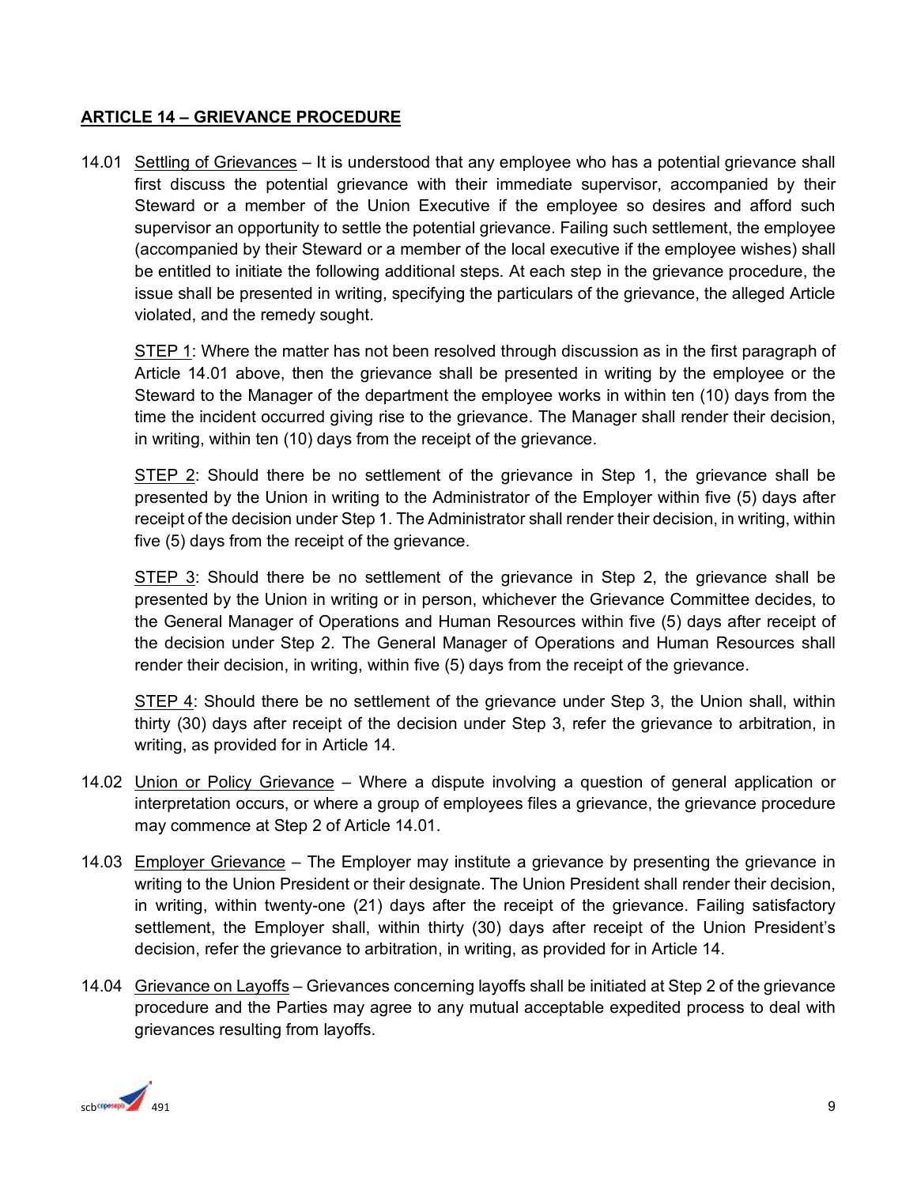## ARTICLE 14 – GRIEVANCE PROCEDURE

14.01 Settling of Grievances – It is understood that any employee who has a potential grievance shall first discuss the potential grievance with their immediate supervisor, accompanied by their Steward or a member of the Union Executive if the employee so desires and afford such supervisor an opportunity to settle the potential grievance. Failing such settlement, the employee (accompanied by their Steward or a member of the local executive if the employee wishes) shall be entitled to initiate the following additional steps. At each step in the grievance procedure, the issue shall be presented in writing, specifying the particulars of the grievance, the alleged Article violated, and the remedy sought.

STEP 1: Where the matter has not been resolved through discussion as in the first paragraph of Article 14.01 above, then the grievance shall be presented in writing by the employee or the Steward to the Manager of the department the employee works in within ten (10) days from the time the incident occurred giving rise to the grievance. The Manager shall render their decision, in writing, within ten (10) days from the receipt of the grievance.

STEP 2: Should there be no settlement of the grievance in Step 1, the grievance shall be presented by the Union in writing to the Administrator of the Employer within five (5) days after receipt of the decision under Step 1. The Administrator shall render their decision, in writing, within five (5) days from the receipt of the grievance.

STEP 3: Should there be no settlement of the grievance in Step 2, the grievance shall be presented by the Union in writing or in person, whichever the Grievance Committee decides, to the General Manager of Operations and Human Resources within five (5) days after receipt of the decision under Step 2. The General Manager of Operations and Human Resources shall render their decision, in writing, within five (5) days from the receipt of the grievance.

STEP 4: Should there be no settlement of the grievance under Step 3, the Union shall, within thirty (30) days after receipt of the decision under Step 3, refer the grievance to arbitration, in writing, as provided for in Article 14.

14.02 Union or Policy Grievance – Where a dispute involving a question of general application or interpretation occurs, or where a group of employees files a grievance, the grievance procedure may commence at Step 2 of Article 14.01.

14.03 Employer Grievance – The Employer may institute a grievance by presenting the grievance in writing to the Union President or their designate. The Union President shall render their decision, in writing, within twenty-one (21) days after the receipt of the grievance. Failing satisfactory settlement, the Employer shall, within thirty (30) days after receipt of the Union President's decision, refer the grievance to arbitration, in writing, as provided for in Article 14.

14.04 Grievance on Layoffs – Grievances concerning layoffs shall be initiated at Step 2 of the grievance procedure and the Parties may agree to any mutual acceptable expedited process to deal with grievances resulting from layoffs.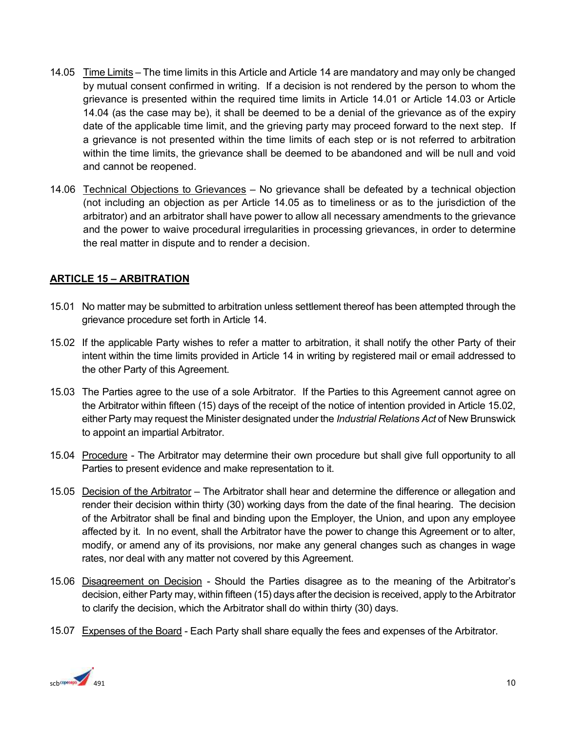14.05 Time Limits – The time limits in this Article and Article 14 are mandatory and may only be changed by mutual consent confirmed in writing. If a decision is not rendered by the person to whom the grievance is presented within the required time limits in Article 14.01 or Article 14.03 or Article 14.04 (as the case may be), it shall be deemed to be a denial of the grievance as of the expiry date of the applicable time limit, and the grieving party may proceed forward to the next step. If a grievance is not presented within the time limits of each step or is not referred to arbitration within the time limits, the grievance shall be deemed to be abandoned and will be null and void and cannot be reopened.

14.06 Technical Objections to Grievances – No grievance shall be defeated by a technical objection (not including an objection as per Article 14.05 as to timeliness or as to the jurisdiction of the arbitrator) and an arbitrator shall have power to allow all necessary amendments to the grievance and the power to waive procedural irregularities in processing grievances, in order to determine the real matter in dispute and to render a decision.

## ARTICLE 15 – ARBITRATION

15.01 No matter may be submitted to arbitration unless settlement thereof has been attempted through the grievance procedure set forth in Article 14.

15.02 If the applicable Party wishes to refer a matter to arbitration, it shall notify the other Party of their intent within the time limits provided in Article 14 in writing by registered mail or email addressed to the other Party of this Agreement.

15.03 The Parties agree to the use of a sole Arbitrator. If the Parties to this Agreement cannot agree on the Arbitrator within fifteen (15) days of the receipt of the notice of intention provided in Article 15.02, either Party may request the Minister designated under the *Industrial Relations Act* of New Brunswick to appoint an impartial Arbitrator.

15.04 Procedure - The Arbitrator may determine their own procedure but shall give full opportunity to all Parties to present evidence and make representation to it.

15.05 Decision of the Arbitrator – The Arbitrator shall hear and determine the difference or allegation and render their decision within thirty (30) working days from the date of the final hearing. The decision of the Arbitrator shall be final and binding upon the Employer, the Union, and upon any employee affected by it. In no event, shall the Arbitrator have the power to change this Agreement or to alter, modify, or amend any of its provisions, nor make any general changes such as changes in wage rates, nor deal with any matter not covered by this Agreement.

15.06 Disagreement on Decision - Should the Parties disagree as to the meaning of the Arbitrator's decision, either Party may, within fifteen (15) days after the decision is received, apply to the Arbitrator to clarify the decision, which the Arbitrator shall do within thirty (30) days.

15.07 Expenses of the Board - Each Party shall share equally the fees and expenses of the Arbitrator.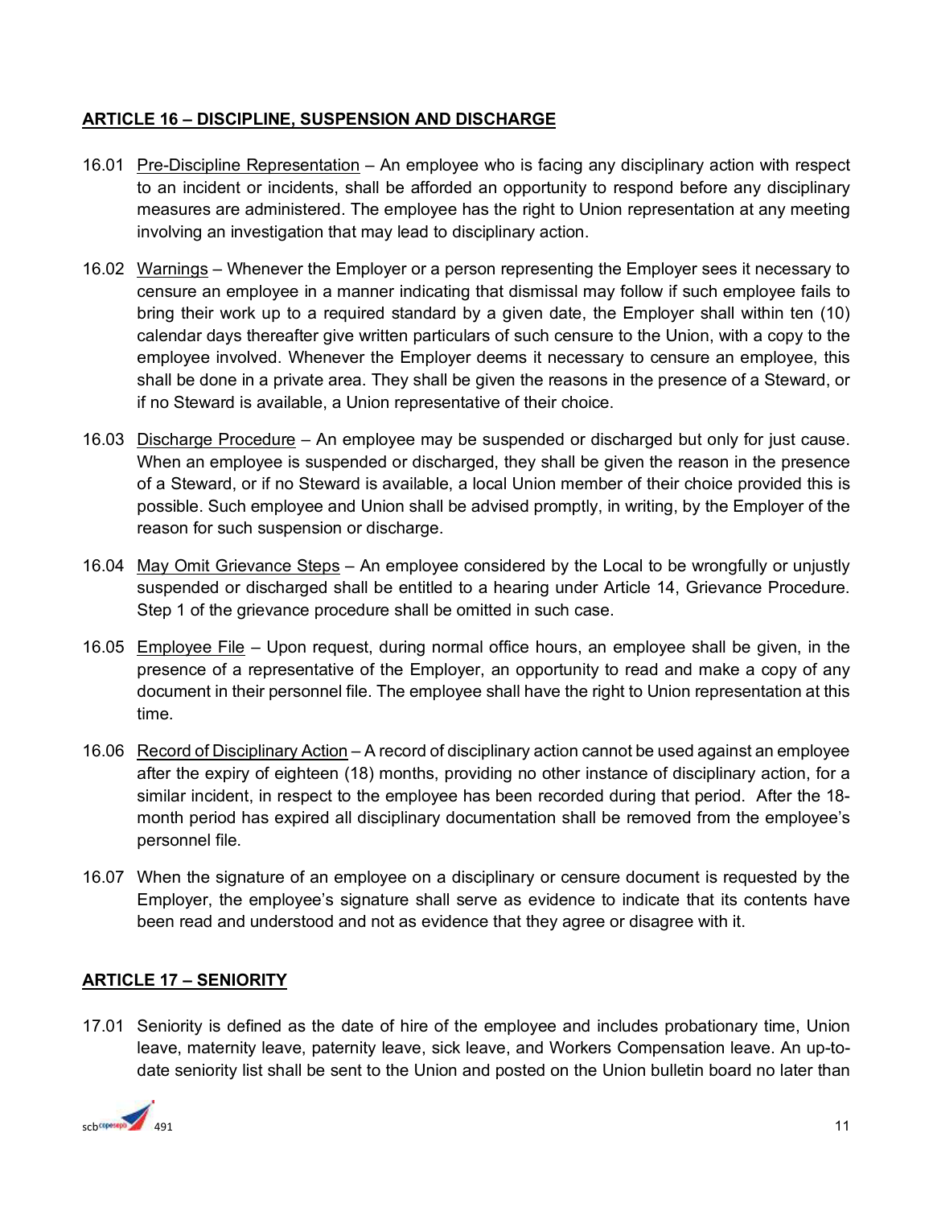## ARTICLE 16 – DISCIPLINE, SUSPENSION AND DISCHARGE

16.01 Pre-Discipline Representation – An employee who is facing any disciplinary action with respect to an incident or incidents, shall be afforded an opportunity to respond before any disciplinary measures are administered. The employee has the right to Union representation at any meeting involving an investigation that may lead to disciplinary action.

16.02 Warnings – Whenever the Employer or a person representing the Employer sees it necessary to censure an employee in a manner indicating that dismissal may follow if such employee fails to bring their work up to a required standard by a given date, the Employer shall within ten (10) calendar days thereafter give written particulars of such censure to the Union, with a copy to the employee involved. Whenever the Employer deems it necessary to censure an employee, this shall be done in a private area. They shall be given the reasons in the presence of a Steward, or if no Steward is available, a Union representative of their choice.

16.03 Discharge Procedure – An employee may be suspended or discharged but only for just cause. When an employee is suspended or discharged, they shall be given the reason in the presence of a Steward, or if no Steward is available, a local Union member of their choice provided this is possible. Such employee and Union shall be advised promptly, in writing, by the Employer of the reason for such suspension or discharge.

16.04 May Omit Grievance Steps – An employee considered by the Local to be wrongfully or unjustly suspended or discharged shall be entitled to a hearing under Article 14, Grievance Procedure. Step 1 of the grievance procedure shall be omitted in such case.

16.05 Employee File – Upon request, during normal office hours, an employee shall be given, in the presence of a representative of the Employer, an opportunity to read and make a copy of any document in their personnel file. The employee shall have the right to Union representation at this time.

16.06 Record of Disciplinary Action – A record of disciplinary action cannot be used against an employee after the expiry of eighteen (18) months, providing no other instance of disciplinary action, for a similar incident, in respect to the employee has been recorded during that period. After the 18-month period has expired all disciplinary documentation shall be removed from the employee's personnel file.

16.07 When the signature of an employee on a disciplinary or censure document is requested by the Employer, the employee's signature shall serve as evidence to indicate that its contents have been read and understood and not as evidence that they agree or disagree with it.

## ARTICLE 17 – SENIORITY

17.01 Seniority is defined as the date of hire of the employee and includes probationary time, Union leave, maternity leave, paternity leave, sick leave, and Workers Compensation leave. An up-to-date seniority list shall be sent to the Union and posted on the Union bulletin board no later than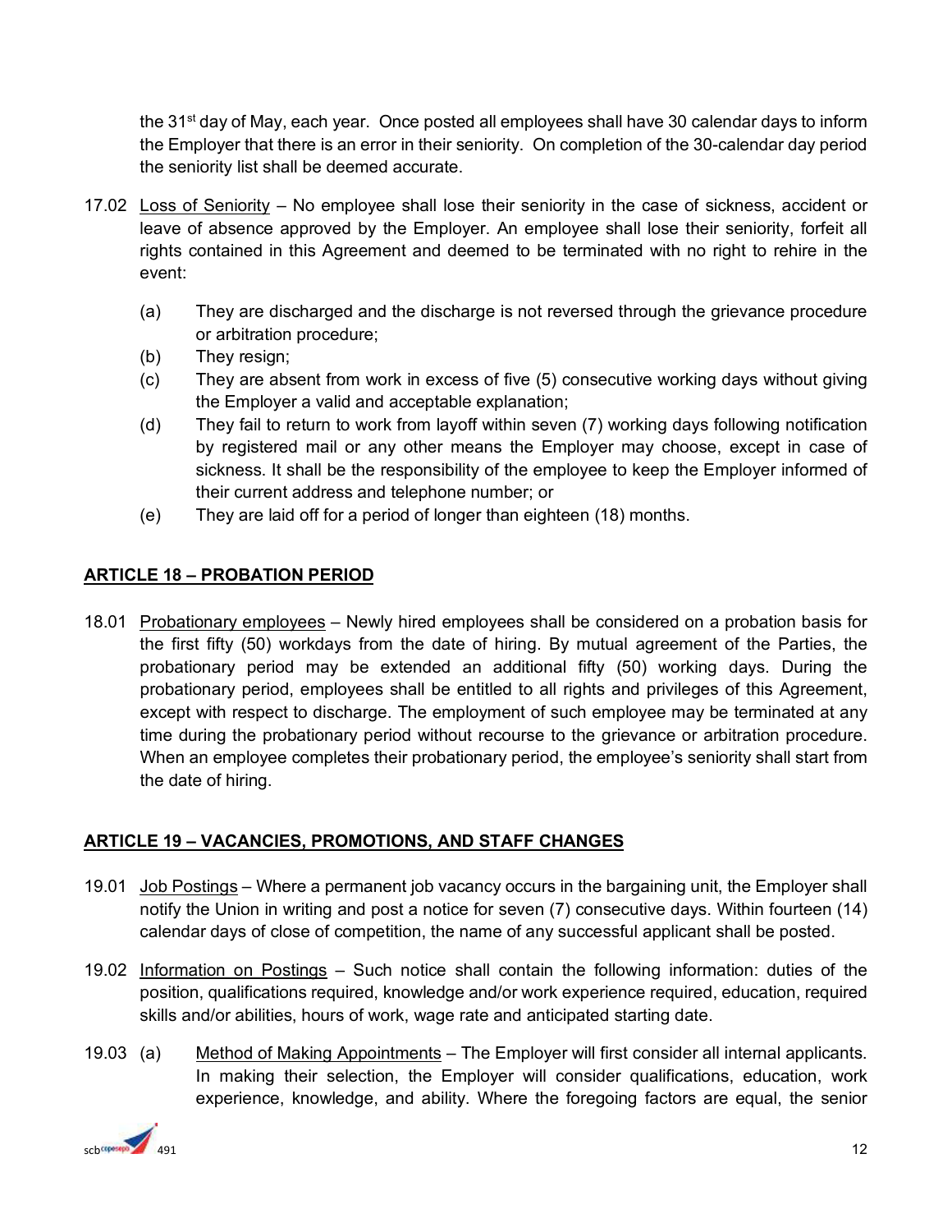the 31st day of May, each year. Once posted all employees shall have 30 calendar days to inform the Employer that there is an error in their seniority. On completion of the 30-calendar day period the seniority list shall be deemed accurate.

17.02 Loss of Seniority – No employee shall lose their seniority in the case of sickness, accident or leave of absence approved by the Employer. An employee shall lose their seniority, forfeit all rights contained in this Agreement and deemed to be terminated with no right to rehire in the event:

- (a) They are discharged and the discharge is not reversed through the grievance procedure or arbitration procedure;
- (b) They resign;
- (c) They are absent from work in excess of five (5) consecutive working days without giving the Employer a valid and acceptable explanation;
- (d) They fail to return to work from layoff within seven (7) working days following notification by registered mail or any other means the Employer may choose, except in case of sickness. It shall be the responsibility of the employee to keep the Employer informed of their current address and telephone number; or
- (e) They are laid off for a period of longer than eighteen (18) months.

## ARTICLE 18 – PROBATION PERIOD

18.01 Probationary employees – Newly hired employees shall be considered on a probation basis for the first fifty (50) workdays from the date of hiring. By mutual agreement of the Parties, the probationary period may be extended an additional fifty (50) working days. During the probationary period, employees shall be entitled to all rights and privileges of this Agreement, except with respect to discharge. The employment of such employee may be terminated at any time during the probationary period without recourse to the grievance or arbitration procedure. When an employee completes their probationary period, the employee's seniority shall start from the date of hiring.

## ARTICLE 19 – VACANCIES, PROMOTIONS, AND STAFF CHANGES

19.01 Job Postings – Where a permanent job vacancy occurs in the bargaining unit, the Employer shall notify the Union in writing and post a notice for seven (7) consecutive days. Within fourteen (14) calendar days of close of competition, the name of any successful applicant shall be posted.

19.02 Information on Postings – Such notice shall contain the following information: duties of the position, qualifications required, knowledge and/or work experience required, education, required skills and/or abilities, hours of work, wage rate and anticipated starting date.

19.03 (a) Method of Making Appointments – The Employer will first consider all internal applicants. In making their selection, the Employer will consider qualifications, education, work experience, knowledge, and ability. Where the foregoing factors are equal, the senior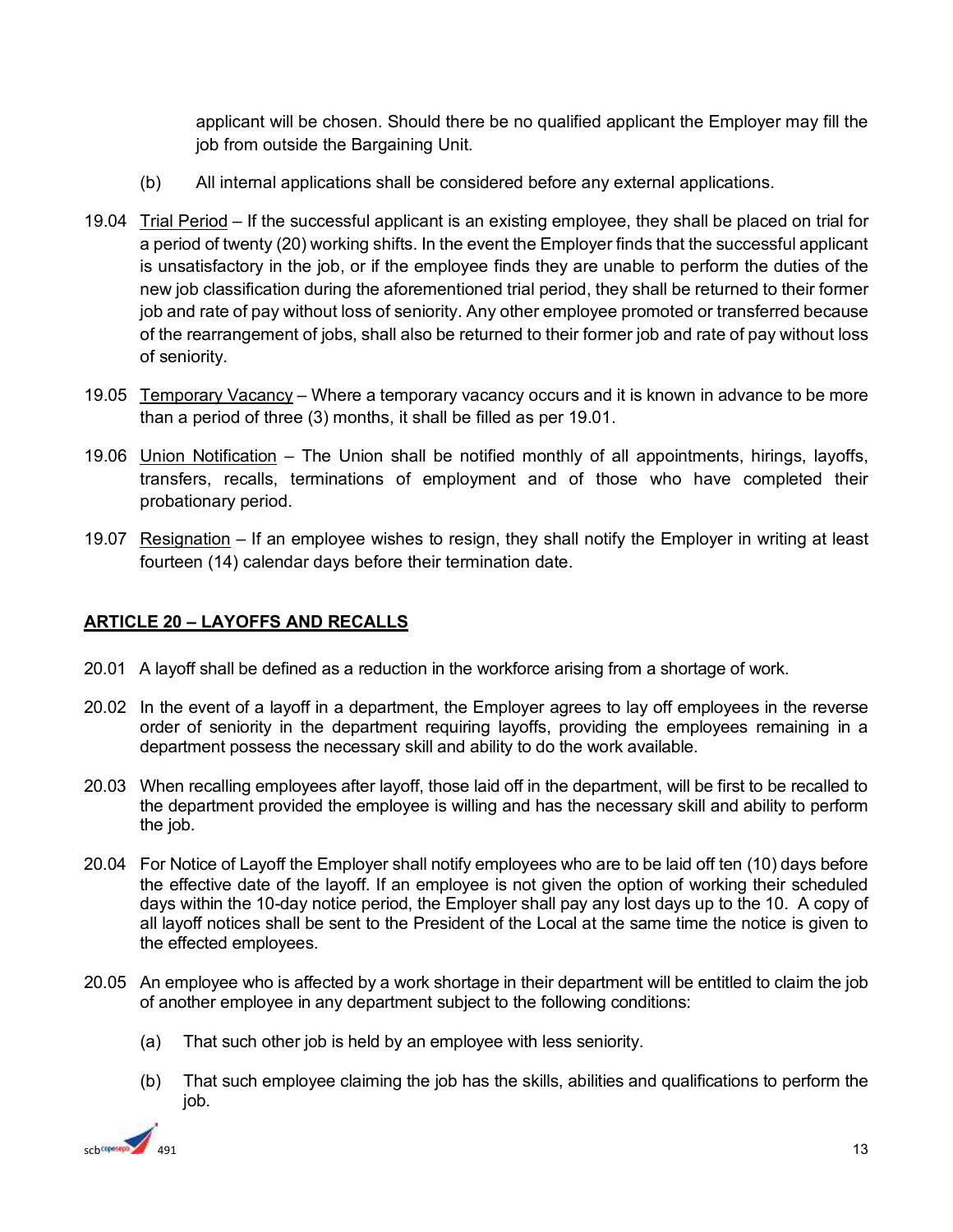applicant will be chosen. Should there be no qualified applicant the Employer may fill the job from outside the Bargaining Unit.

(b) All internal applications shall be considered before any external applications.

19.04 Trial Period – If the successful applicant is an existing employee, they shall be placed on trial for a period of twenty (20) working shifts. In the event the Employer finds that the successful applicant is unsatisfactory in the job, or if the employee finds they are unable to perform the duties of the new job classification during the aforementioned trial period, they shall be returned to their former job and rate of pay without loss of seniority. Any other employee promoted or transferred because of the rearrangement of jobs, shall also be returned to their former job and rate of pay without loss of seniority.

19.05 Temporary Vacancy – Where a temporary vacancy occurs and it is known in advance to be more than a period of three (3) months, it shall be filled as per 19.01.

19.06 Union Notification – The Union shall be notified monthly of all appointments, hirings, layoffs, transfers, recalls, terminations of employment and of those who have completed their probationary period.

19.07 Resignation – If an employee wishes to resign, they shall notify the Employer in writing at least fourteen (14) calendar days before their termination date.

## ARTICLE 20 – LAYOFFS AND RECALLS

20.01 A layoff shall be defined as a reduction in the workforce arising from a shortage of work.

20.02 In the event of a layoff in a department, the Employer agrees to lay off employees in the reverse order of seniority in the department requiring layoffs, providing the employees remaining in a department possess the necessary skill and ability to do the work available.

20.03 When recalling employees after layoff, those laid off in the department, will be first to be recalled to the department provided the employee is willing and has the necessary skill and ability to perform the job.

20.04 For Notice of Layoff the Employer shall notify employees who are to be laid off ten (10) days before the effective date of the layoff. If an employee is not given the option of working their scheduled days within the 10-day notice period, the Employer shall pay any lost days up to the 10. A copy of all layoff notices shall be sent to the President of the Local at the same time the notice is given to the effected employees.

20.05 An employee who is affected by a work shortage in their department will be entitled to claim the job of another employee in any department subject to the following conditions:

(a) That such other job is held by an employee with less seniority.

(b) That such employee claiming the job has the skills, abilities and qualifications to perform the job.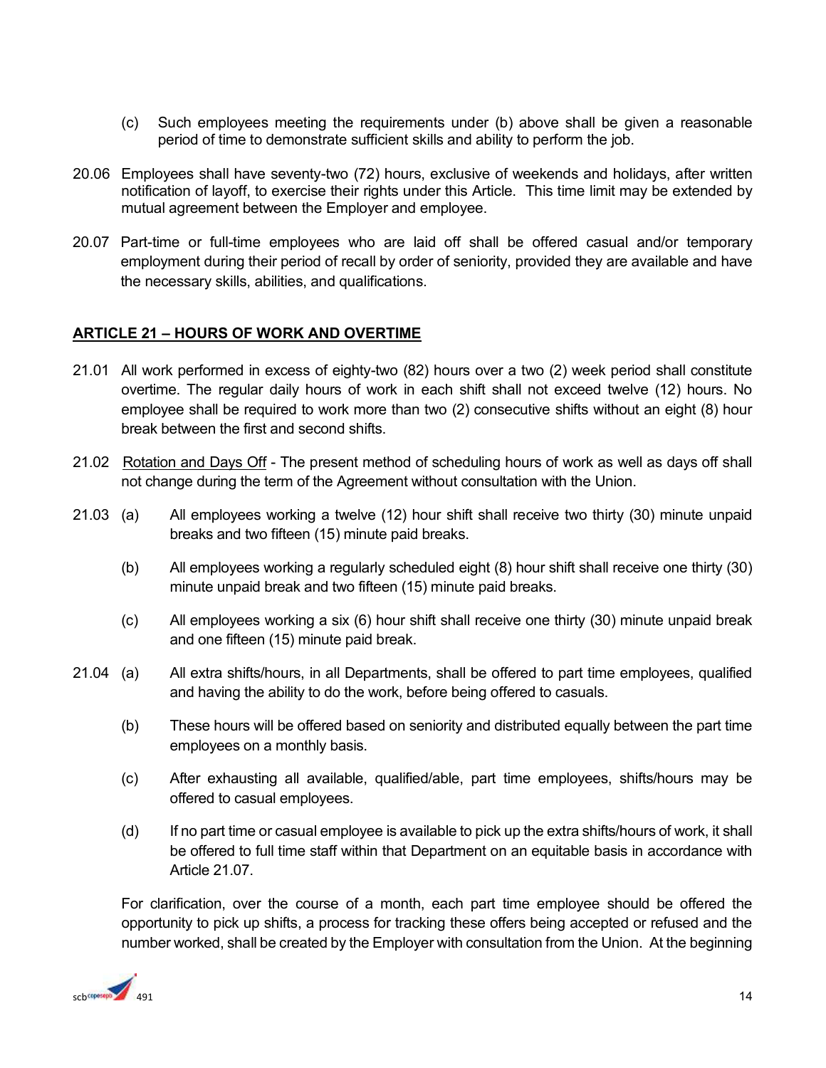(c) Such employees meeting the requirements under (b) above shall be given a reasonable period of time to demonstrate sufficient skills and ability to perform the job.

20.06 Employees shall have seventy-two (72) hours, exclusive of weekends and holidays, after written notification of layoff, to exercise their rights under this Article. This time limit may be extended by mutual agreement between the Employer and employee.

20.07 Part-time or full-time employees who are laid off shall be offered casual and/or temporary employment during their period of recall by order of seniority, provided they are available and have the necessary skills, abilities, and qualifications.

## ARTICLE 21 – HOURS OF WORK AND OVERTIME

21.01 All work performed in excess of eighty-two (82) hours over a two (2) week period shall constitute overtime. The regular daily hours of work in each shift shall not exceed twelve (12) hours. No employee shall be required to work more than two (2) consecutive shifts without an eight (8) hour break between the first and second shifts.

21.02 Rotation and Days Off - The present method of scheduling hours of work as well as days off shall not change during the term of the Agreement without consultation with the Union.

21.03 (a) All employees working a twelve (12) hour shift shall receive two thirty (30) minute unpaid breaks and two fifteen (15) minute paid breaks.

(b) All employees working a regularly scheduled eight (8) hour shift shall receive one thirty (30) minute unpaid break and two fifteen (15) minute paid breaks.

(c) All employees working a six (6) hour shift shall receive one thirty (30) minute unpaid break and one fifteen (15) minute paid break.

21.04 (a) All extra shifts/hours, in all Departments, shall be offered to part time employees, qualified and having the ability to do the work, before being offered to casuals.

(b) These hours will be offered based on seniority and distributed equally between the part time employees on a monthly basis.

(c) After exhausting all available, qualified/able, part time employees, shifts/hours may be offered to casual employees.

(d) If no part time or casual employee is available to pick up the extra shifts/hours of work, it shall be offered to full time staff within that Department on an equitable basis in accordance with Article 21.07.

For clarification, over the course of a month, each part time employee should be offered the opportunity to pick up shifts, a process for tracking these offers being accepted or refused and the number worked, shall be created by the Employer with consultation from the Union. At the beginning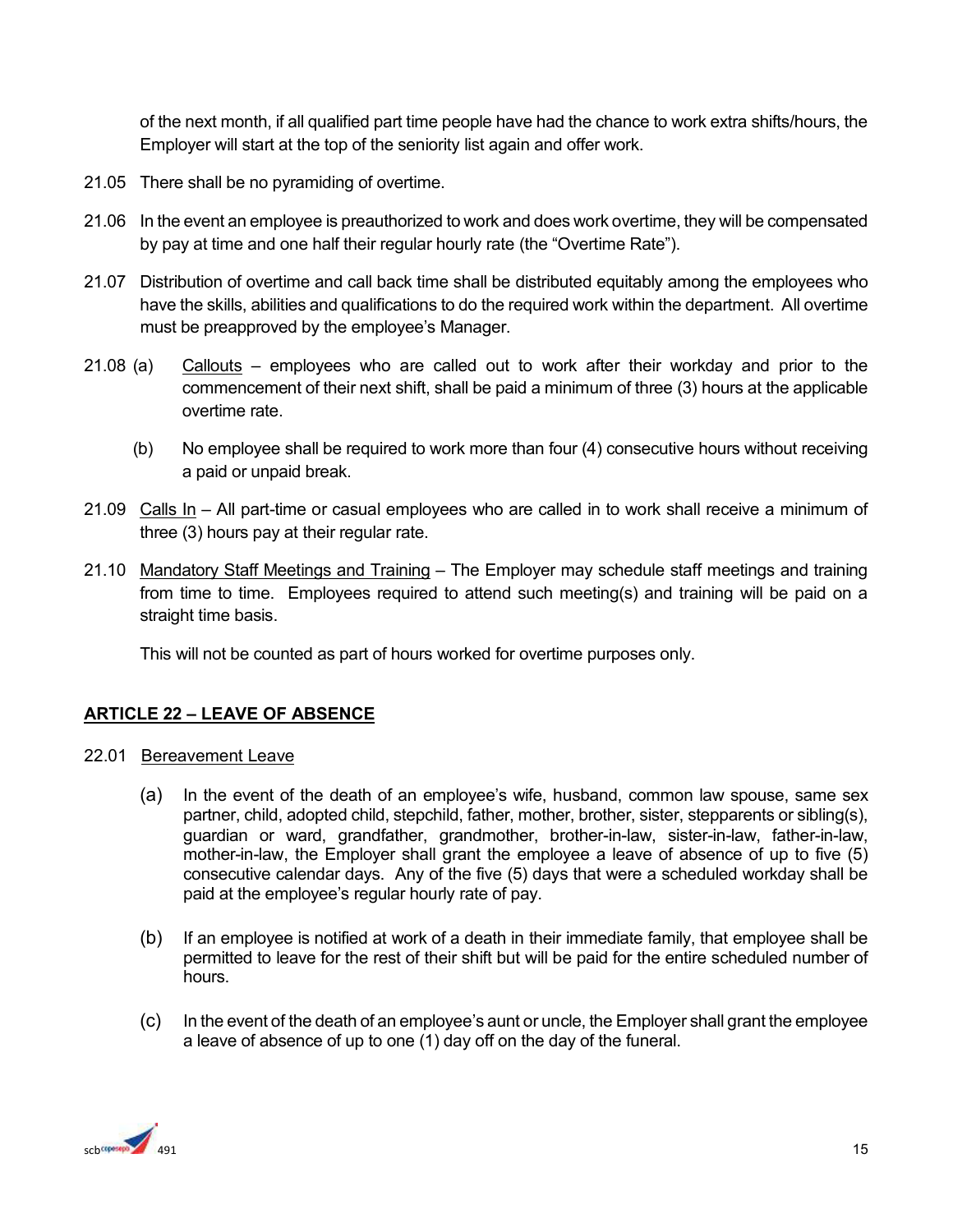of the next month, if all qualified part time people have had the chance to work extra shifts/hours, the Employer will start at the top of the seniority list again and offer work.

21.05 There shall be no pyramiding of overtime.

21.06 In the event an employee is preauthorized to work and does work overtime, they will be compensated by pay at time and one half their regular hourly rate (the "Overtime Rate").

21.07 Distribution of overtime and call back time shall be distributed equitably among the employees who have the skills, abilities and qualifications to do the required work within the department. All overtime must be preapproved by the employee's Manager.

21.08 (a) Callouts – employees who are called out to work after their workday and prior to the commencement of their next shift, shall be paid a minimum of three (3) hours at the applicable overtime rate.

(b) No employee shall be required to work more than four (4) consecutive hours without receiving a paid or unpaid break.

21.09 Calls In – All part-time or casual employees who are called in to work shall receive a minimum of three (3) hours pay at their regular rate.

21.10 Mandatory Staff Meetings and Training – The Employer may schedule staff meetings and training from time to time. Employees required to attend such meeting(s) and training will be paid on a straight time basis.

This will not be counted as part of hours worked for overtime purposes only.

## ARTICLE 22 – LEAVE OF ABSENCE

22.01 Bereavement Leave

(a) In the event of the death of an employee's wife, husband, common law spouse, same sex partner, child, adopted child, stepchild, father, mother, brother, sister, stepparents or sibling(s), guardian or ward, grandfather, grandmother, brother-in-law, sister-in-law, father-in-law, mother-in-law, the Employer shall grant the employee a leave of absence of up to five (5) consecutive calendar days. Any of the five (5) days that were a scheduled workday shall be paid at the employee's regular hourly rate of pay.

(b) If an employee is notified at work of a death in their immediate family, that employee shall be permitted to leave for the rest of their shift but will be paid for the entire scheduled number of hours.

(c) In the event of the death of an employee's aunt or uncle, the Employer shall grant the employee a leave of absence of up to one (1) day off on the day of the funeral.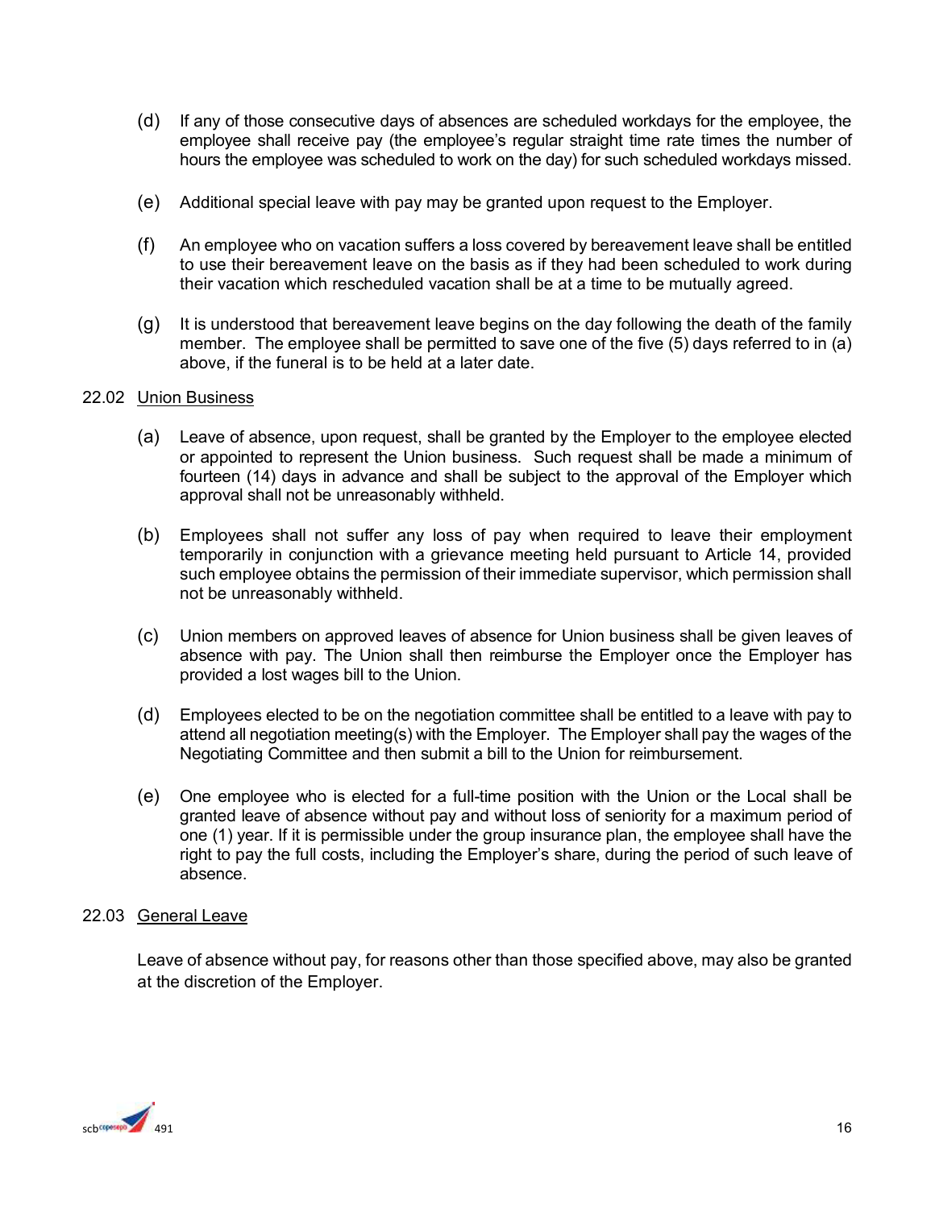(d) If any of those consecutive days of absences are scheduled workdays for the employee, the employee shall receive pay (the employee's regular straight time rate times the number of hours the employee was scheduled to work on the day) for such scheduled workdays missed.

(e) Additional special leave with pay may be granted upon request to the Employer.

(f) An employee who on vacation suffers a loss covered by bereavement leave shall be entitled to use their bereavement leave on the basis as if they had been scheduled to work during their vacation which rescheduled vacation shall be at a time to be mutually agreed.

(g) It is understood that bereavement leave begins on the day following the death of the family member. The employee shall be permitted to save one of the five (5) days referred to in (a) above, if the funeral is to be held at a later date.

22.02 Union Business

(a) Leave of absence, upon request, shall be granted by the Employer to the employee elected or appointed to represent the Union business. Such request shall be made a minimum of fourteen (14) days in advance and shall be subject to the approval of the Employer which approval shall not be unreasonably withheld.

(b) Employees shall not suffer any loss of pay when required to leave their employment temporarily in conjunction with a grievance meeting held pursuant to Article 14, provided such employee obtains the permission of their immediate supervisor, which permission shall not be unreasonably withheld.

(c) Union members on approved leaves of absence for Union business shall be given leaves of absence with pay. The Union shall then reimburse the Employer once the Employer has provided a lost wages bill to the Union.

(d) Employees elected to be on the negotiation committee shall be entitled to a leave with pay to attend all negotiation meeting(s) with the Employer. The Employer shall pay the wages of the Negotiating Committee and then submit a bill to the Union for reimbursement.

(e) One employee who is elected for a full-time position with the Union or the Local shall be granted leave of absence without pay and without loss of seniority for a maximum period of one (1) year. If it is permissible under the group insurance plan, the employee shall have the right to pay the full costs, including the Employer's share, during the period of such leave of absence.

22.03 General Leave

Leave of absence without pay, for reasons other than those specified above, may also be granted at the discretion of the Employer.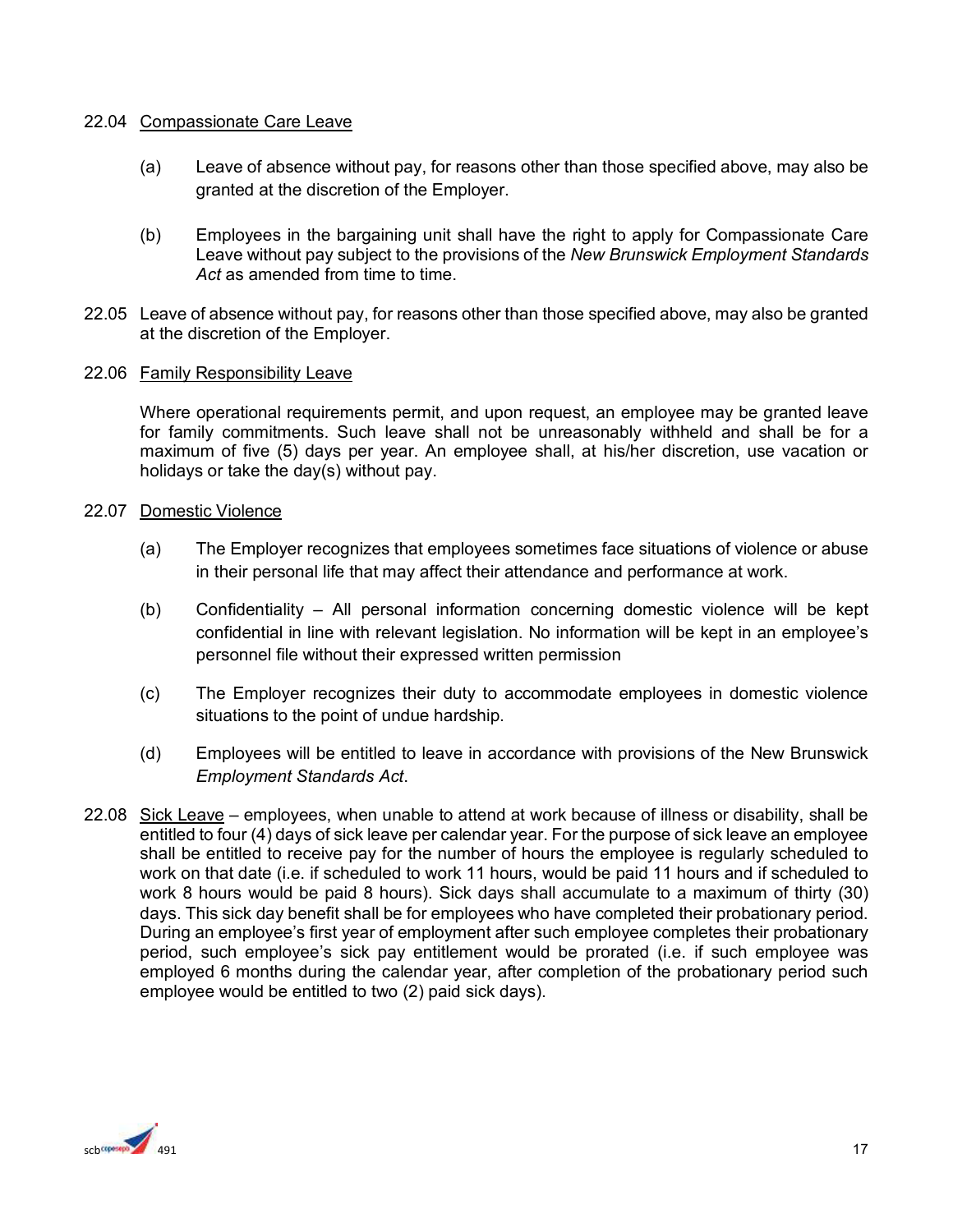22.04 Compassionate Care Leave

(a) Leave of absence without pay, for reasons other than those specified above, may also be granted at the discretion of the Employer.

(b) Employees in the bargaining unit shall have the right to apply for Compassionate Care Leave without pay subject to the provisions of the *New Brunswick Employment Standards Act* as amended from time to time.

22.05 Leave of absence without pay, for reasons other than those specified above, may also be granted at the discretion of the Employer.

22.06 Family Responsibility Leave

Where operational requirements permit, and upon request, an employee may be granted leave for family commitments. Such leave shall not be unreasonably withheld and shall be for a maximum of five (5) days per year. An employee shall, at his/her discretion, use vacation or holidays or take the day(s) without pay.

22.07 Domestic Violence

(a) The Employer recognizes that employees sometimes face situations of violence or abuse in their personal life that may affect their attendance and performance at work.

(b) Confidentiality – All personal information concerning domestic violence will be kept confidential in line with relevant legislation. No information will be kept in an employee's personnel file without their expressed written permission

(c) The Employer recognizes their duty to accommodate employees in domestic violence situations to the point of undue hardship.

(d) Employees will be entitled to leave in accordance with provisions of the New Brunswick *Employment Standards Act*.

22.08 Sick Leave – employees, when unable to attend at work because of illness or disability, shall be entitled to four (4) days of sick leave per calendar year. For the purpose of sick leave an employee shall be entitled to receive pay for the number of hours the employee is regularly scheduled to work on that date (i.e. if scheduled to work 11 hours, would be paid 11 hours and if scheduled to work 8 hours would be paid 8 hours). Sick days shall accumulate to a maximum of thirty (30) days. This sick day benefit shall be for employees who have completed their probationary period. During an employee's first year of employment after such employee completes their probationary period, such employee's sick pay entitlement would be prorated (i.e. if such employee was employed 6 months during the calendar year, after completion of the probationary period such employee would be entitled to two (2) paid sick days).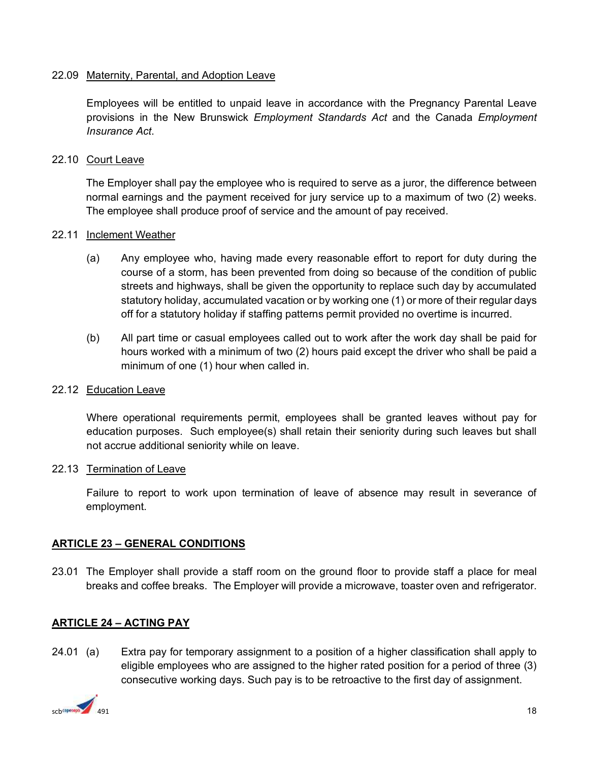22.09 Maternity, Parental, and Adoption Leave

Employees will be entitled to unpaid leave in accordance with the Pregnancy Parental Leave provisions in the New Brunswick *Employment Standards Act* and the Canada *Employment Insurance Act*.

22.10 Court Leave

The Employer shall pay the employee who is required to serve as a juror, the difference between normal earnings and the payment received for jury service up to a maximum of two (2) weeks. The employee shall produce proof of service and the amount of pay received.

22.11 Inclement Weather

(a) Any employee who, having made every reasonable effort to report for duty during the course of a storm, has been prevented from doing so because of the condition of public streets and highways, shall be given the opportunity to replace such day by accumulated statutory holiday, accumulated vacation or by working one (1) or more of their regular days off for a statutory holiday if staffing patterns permit provided no overtime is incurred.

(b) All part time or casual employees called out to work after the work day shall be paid for hours worked with a minimum of two (2) hours paid except the driver who shall be paid a minimum of one (1) hour when called in.

22.12 Education Leave

Where operational requirements permit, employees shall be granted leaves without pay for education purposes. Such employee(s) shall retain their seniority during such leaves but shall not accrue additional seniority while on leave.

22.13 Termination of Leave

Failure to report to work upon termination of leave of absence may result in severance of employment.

## ARTICLE 23 – GENERAL CONDITIONS

23.01 The Employer shall provide a staff room on the ground floor to provide staff a place for meal breaks and coffee breaks. The Employer will provide a microwave, toaster oven and refrigerator.

## ARTICLE 24 – ACTING PAY

24.01 (a) Extra pay for temporary assignment to a position of a higher classification shall apply to eligible employees who are assigned to the higher rated position for a period of three (3) consecutive working days. Such pay is to be retroactive to the first day of assignment.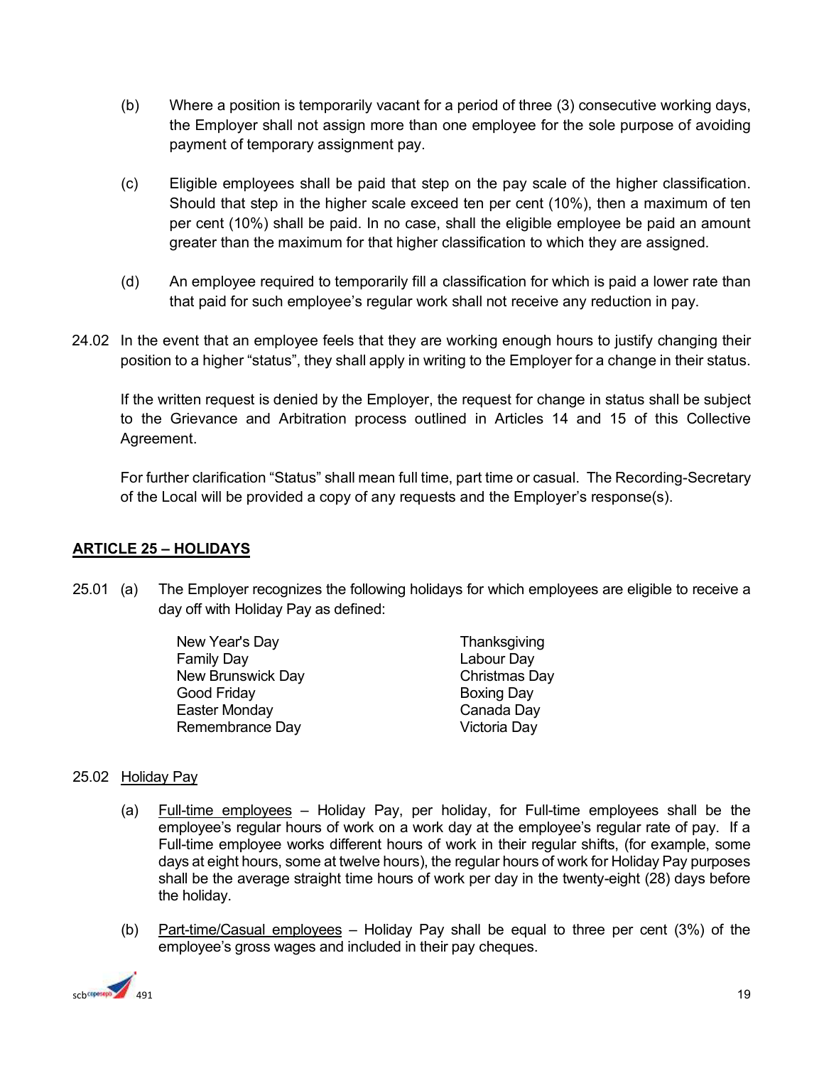(b) Where a position is temporarily vacant for a period of three (3) consecutive working days, the Employer shall not assign more than one employee for the sole purpose of avoiding payment of temporary assignment pay.

(c) Eligible employees shall be paid that step on the pay scale of the higher classification. Should that step in the higher scale exceed ten per cent (10%), then a maximum of ten per cent (10%) shall be paid. In no case, shall the eligible employee be paid an amount greater than the maximum for that higher classification to which they are assigned.

(d) An employee required to temporarily fill a classification for which is paid a lower rate than that paid for such employee's regular work shall not receive any reduction in pay.

24.02 In the event that an employee feels that they are working enough hours to justify changing their position to a higher "status", they shall apply in writing to the Employer for a change in their status.

If the written request is denied by the Employer, the request for change in status shall be subject to the Grievance and Arbitration process outlined in Articles 14 and 15 of this Collective Agreement.

For further clarification "Status" shall mean full time, part time or casual. The Recording-Secretary of the Local will be provided a copy of any requests and the Employer's response(s).

## ARTICLE 25 – HOLIDAYS

25.01 (a) The Employer recognizes the following holidays for which employees are eligible to receive a day off with Holiday Pay as defined:

- New Year's Day
- Family Day
- New Brunswick Day
- Good Friday
- Easter Monday
- Remembrance Day
- Thanksgiving
- Labour Day
- Christmas Day
- Boxing Day
- Canada Day
- Victoria Day

25.02 Holiday Pay

(a) Full-time employees – Holiday Pay, per holiday, for Full-time employees shall be the employee's regular hours of work on a work day at the employee's regular rate of pay. If a Full-time employee works different hours of work in their regular shifts, (for example, some days at eight hours, some at twelve hours), the regular hours of work for Holiday Pay purposes shall be the average straight time hours of work per day in the twenty-eight (28) days before the holiday.

(b) Part-time/Casual employees – Holiday Pay shall be equal to three per cent (3%) of the employee's gross wages and included in their pay cheques.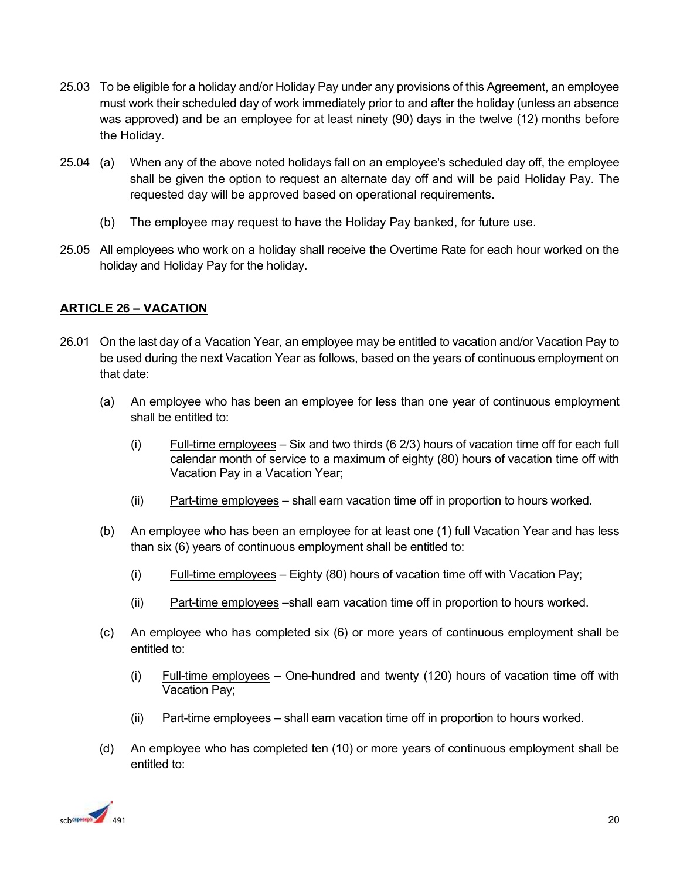25.03 To be eligible for a holiday and/or Holiday Pay under any provisions of this Agreement, an employee must work their scheduled day of work immediately prior to and after the holiday (unless an absence was approved) and be an employee for at least ninety (90) days in the twelve (12) months before the Holiday.

25.04 (a) When any of the above noted holidays fall on an employee's scheduled day off, the employee shall be given the option to request an alternate day off and will be paid Holiday Pay. The requested day will be approved based on operational requirements.

(b) The employee may request to have the Holiday Pay banked, for future use.

25.05 All employees who work on a holiday shall receive the Overtime Rate for each hour worked on the holiday and Holiday Pay for the holiday.

## ARTICLE 26 – VACATION

26.01 On the last day of a Vacation Year, an employee may be entitled to vacation and/or Vacation Pay to be used during the next Vacation Year as follows, based on the years of continuous employment on that date:

(a) An employee who has been an employee for less than one year of continuous employment shall be entitled to:

(i) Full-time employees – Six and two thirds (6 2/3) hours of vacation time off for each full calendar month of service to a maximum of eighty (80) hours of vacation time off with Vacation Pay in a Vacation Year;

(ii) Part-time employees – shall earn vacation time off in proportion to hours worked.

(b) An employee who has been an employee for at least one (1) full Vacation Year and has less than six (6) years of continuous employment shall be entitled to:

(i) Full-time employees – Eighty (80) hours of vacation time off with Vacation Pay;

(ii) Part-time employees –shall earn vacation time off in proportion to hours worked.

(c) An employee who has completed six (6) or more years of continuous employment shall be entitled to:

(i) Full-time employees – One-hundred and twenty (120) hours of vacation time off with Vacation Pay;

(ii) Part-time employees – shall earn vacation time off in proportion to hours worked.

(d) An employee who has completed ten (10) or more years of continuous employment shall be entitled to: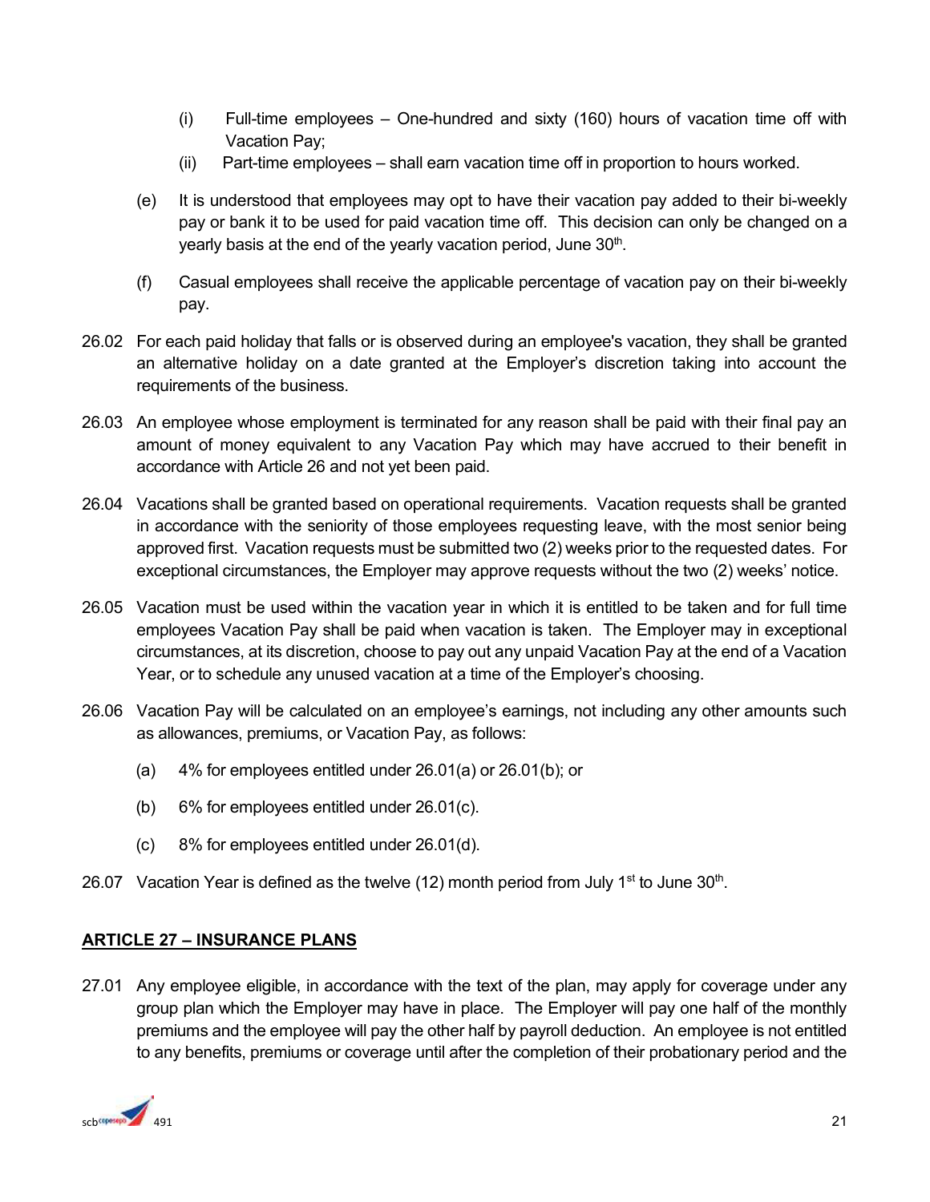(i) Full-time employees – One-hundred and sixty (160) hours of vacation time off with Vacation Pay;

(ii) Part-time employees – shall earn vacation time off in proportion to hours worked.

(e) It is understood that employees may opt to have their vacation pay added to their bi-weekly pay or bank it to be used for paid vacation time off. This decision can only be changed on a yearly basis at the end of the yearly vacation period, June 30th.

(f) Casual employees shall receive the applicable percentage of vacation pay on their bi-weekly pay.

26.02 For each paid holiday that falls or is observed during an employee's vacation, they shall be granted an alternative holiday on a date granted at the Employer's discretion taking into account the requirements of the business.

26.03 An employee whose employment is terminated for any reason shall be paid with their final pay an amount of money equivalent to any Vacation Pay which may have accrued to their benefit in accordance with Article 26 and not yet been paid.

26.04 Vacations shall be granted based on operational requirements. Vacation requests shall be granted in accordance with the seniority of those employees requesting leave, with the most senior being approved first. Vacation requests must be submitted two (2) weeks prior to the requested dates. For exceptional circumstances, the Employer may approve requests without the two (2) weeks' notice.

26.05 Vacation must be used within the vacation year in which it is entitled to be taken and for full time employees Vacation Pay shall be paid when vacation is taken. The Employer may in exceptional circumstances, at its discretion, choose to pay out any unpaid Vacation Pay at the end of a Vacation Year, or to schedule any unused vacation at a time of the Employer's choosing.

26.06 Vacation Pay will be calculated on an employee's earnings, not including any other amounts such as allowances, premiums, or Vacation Pay, as follows:

(a) 4% for employees entitled under 26.01(a) or 26.01(b); or

(b) 6% for employees entitled under 26.01(c).

(c) 8% for employees entitled under 26.01(d).

26.07 Vacation Year is defined as the twelve (12) month period from July 1st to June 30th.

## **ARTICLE 27 – INSURANCE PLANS**

27.01 Any employee eligible, in accordance with the text of the plan, may apply for coverage under any group plan which the Employer may have in place. The Employer will pay one half of the monthly premiums and the employee will pay the other half by payroll deduction. An employee is not entitled to any benefits, premiums or coverage until after the completion of their probationary period and the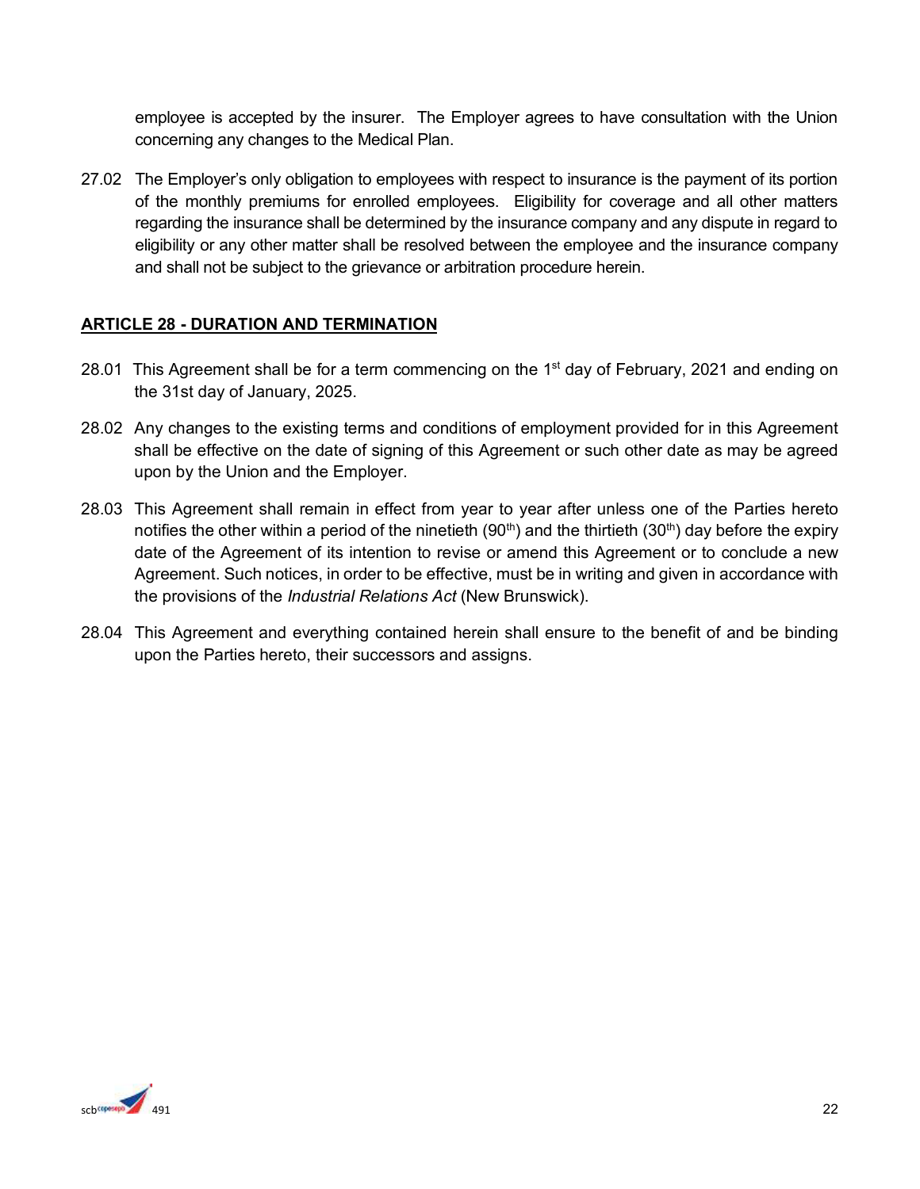employee is accepted by the insurer. The Employer agrees to have consultation with the Union concerning any changes to the Medical Plan.

27.02 The Employer's only obligation to employees with respect to insurance is the payment of its portion of the monthly premiums for enrolled employees. Eligibility for coverage and all other matters regarding the insurance shall be determined by the insurance company and any dispute in regard to eligibility or any other matter shall be resolved between the employee and the insurance company and shall not be subject to the grievance or arbitration procedure herein.

## ARTICLE 28 - DURATION AND TERMINATION

28.01 This Agreement shall be for a term commencing on the 1st day of February, 2021 and ending on the 31st day of January, 2025.

28.02 Any changes to the existing terms and conditions of employment provided for in this Agreement shall be effective on the date of signing of this Agreement or such other date as may be agreed upon by the Union and the Employer.

28.03 This Agreement shall remain in effect from year to year after unless one of the Parties hereto notifies the other within a period of the ninetieth (90th) and the thirtieth (30th) day before the expiry date of the Agreement of its intention to revise or amend this Agreement or to conclude a new Agreement. Such notices, in order to be effective, must be in writing and given in accordance with the provisions of the *Industrial Relations Act* (New Brunswick).

28.04 This Agreement and everything contained herein shall ensure to the benefit of and be binding upon the Parties hereto, their successors and assigns.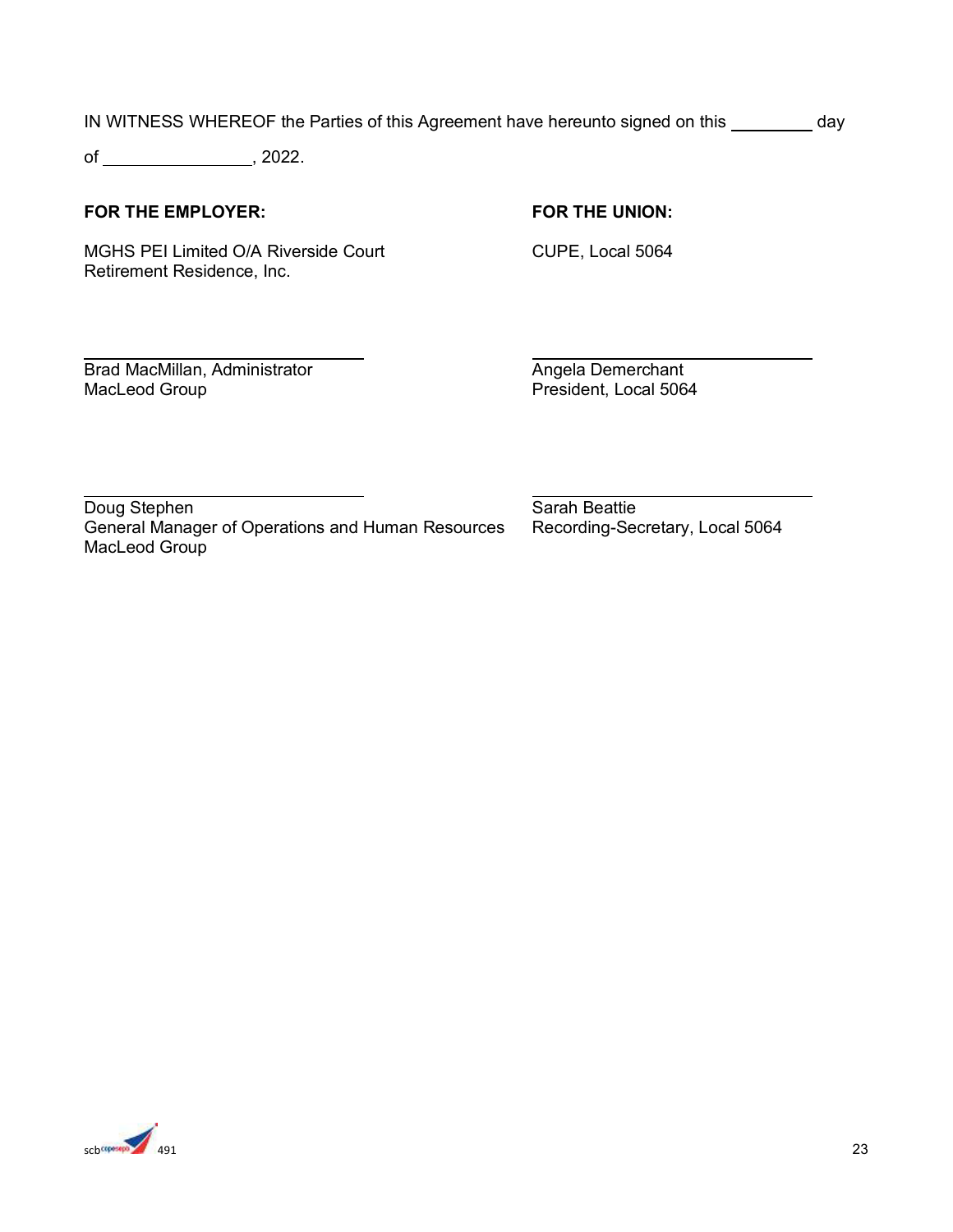IN WITNESS WHEREOF the Parties of this Agreement have hereunto signed on this _________ day of ________________, 2022.

| **FOR THE EMPLOYER:** | **FOR THE UNION:** |
|---|---|
| MGHS PEI Limited O/A Riverside Court Retirement Residence, Inc. | CUPE, Local 5064 |
| ______________________________ | ______________________________ |
| Brad MacMillan, Administrator<br>MacLeod Group | Angela Demerchant<br>President, Local 5064 |
| ______________________________ | ______________________________ |
| Doug Stephen<br>General Manager of Operations and Human Resources<br>MacLeod Group | Sarah Beattie<br>Recording-Secretary, Local 5064 |

scb cope sepb 491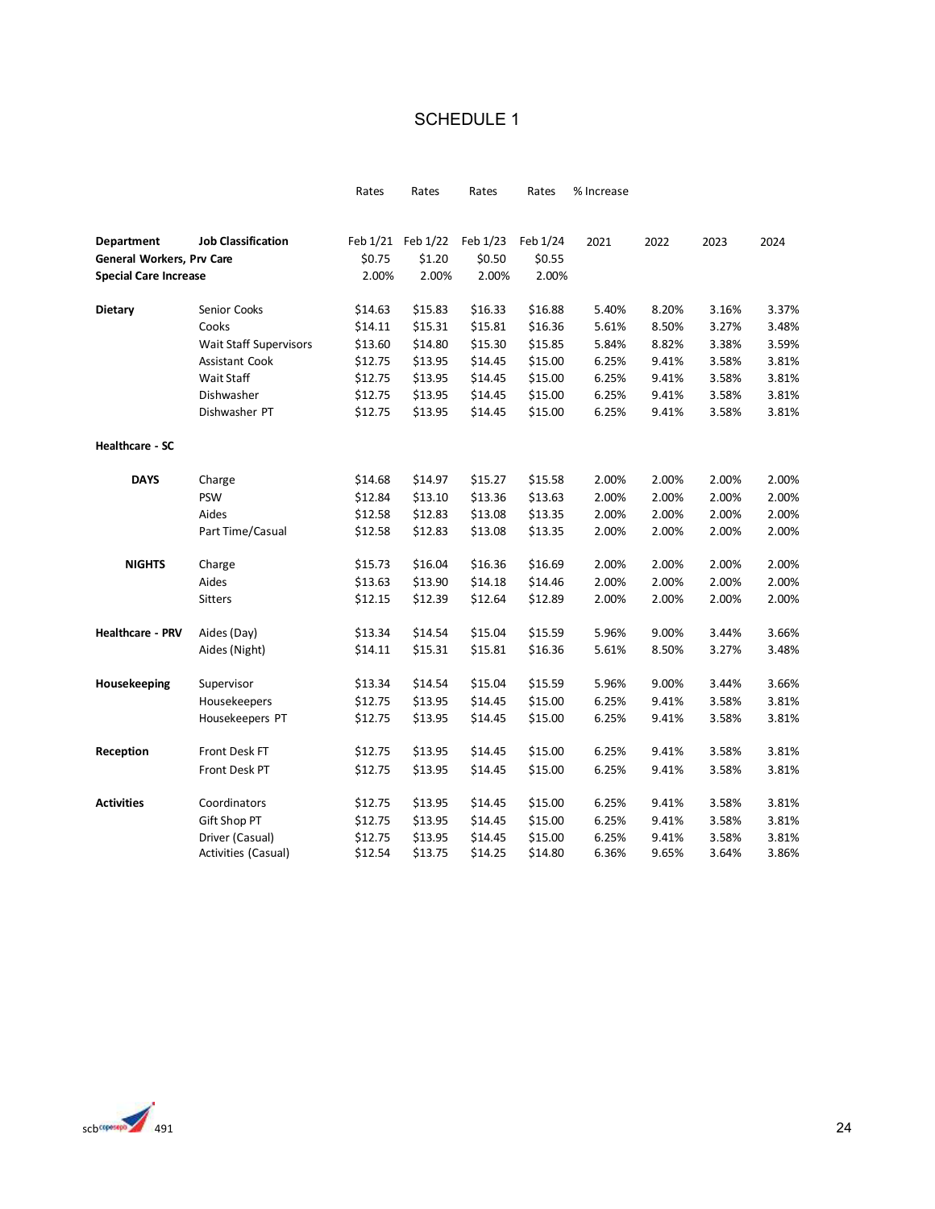# SCHEDULE 1

| | | Rates | Rates | Rates | Rates | % Increase | | | |
|---|---|---|---|---|---|---|---|---|---|
| **Department** | **Job Classification** | Feb 1/21 | Feb 1/22 | Feb 1/23 | Feb 1/24 | 2021 | 2022 | 2023 | 2024 |
| **General Workers, Prv Care** | | $0.75 | $1.20 | $0.50 | $0.55 | | | | |
| **Special Care Increase** | | 2.00% | 2.00% | 2.00% | 2.00% | | | | |
| **Dietary** | Senior Cooks | $14.63 | $15.83 | $16.33 | $16.88 | 5.40% | 8.20% | 3.16% | 3.37% |
| | Cooks | $14.11 | $15.31 | $15.81 | $16.36 | 5.61% | 8.50% | 3.27% | 3.48% |
| | Wait Staff Supervisors | $13.60 | $14.80 | $15.30 | $15.85 | 5.84% | 8.82% | 3.38% | 3.59% |
| | Assistant Cook | $12.75 | $13.95 | $14.45 | $15.00 | 6.25% | 9.41% | 3.58% | 3.81% |
| | Wait Staff | $12.75 | $13.95 | $14.45 | $15.00 | 6.25% | 9.41% | 3.58% | 3.81% |
| | Dishwasher | $12.75 | $13.95 | $14.45 | $15.00 | 6.25% | 9.41% | 3.58% | 3.81% |
| | Dishwasher PT | $12.75 | $13.95 | $14.45 | $15.00 | 6.25% | 9.41% | 3.58% | 3.81% |
| **Healthcare - SC** | | | | | | | | | |
| **DAYS** | Charge | $14.68 | $14.97 | $15.27 | $15.58 | 2.00% | 2.00% | 2.00% | 2.00% |
| | PSW | $12.84 | $13.10 | $13.36 | $13.63 | 2.00% | 2.00% | 2.00% | 2.00% |
| | Aides | $12.58 | $12.83 | $13.08 | $13.35 | 2.00% | 2.00% | 2.00% | 2.00% |
| | Part Time/Casual | $12.58 | $12.83 | $13.08 | $13.35 | 2.00% | 2.00% | 2.00% | 2.00% |
| **NIGHTS** | Charge | $15.73 | $16.04 | $16.36 | $16.69 | 2.00% | 2.00% | 2.00% | 2.00% |
| | Aides | $13.63 | $13.90 | $14.18 | $14.46 | 2.00% | 2.00% | 2.00% | 2.00% |
| | Sitters | $12.15 | $12.39 | $12.64 | $12.89 | 2.00% | 2.00% | 2.00% | 2.00% |
| **Healthcare - PRV** | Aides (Day) | $13.34 | $14.54 | $15.04 | $15.59 | 5.96% | 9.00% | 3.44% | 3.66% |
| | Aides (Night) | $14.11 | $15.31 | $15.81 | $16.36 | 5.61% | 8.50% | 3.27% | 3.48% |
| **Housekeeping** | Supervisor | $13.34 | $14.54 | $15.04 | $15.59 | 5.96% | 9.00% | 3.44% | 3.66% |
| | Housekeepers | $12.75 | $13.95 | $14.45 | $15.00 | 6.25% | 9.41% | 3.58% | 3.81% |
| | Housekeepers PT | $12.75 | $13.95 | $14.45 | $15.00 | 6.25% | 9.41% | 3.58% | 3.81% |
| **Reception** | Front Desk FT | $12.75 | $13.95 | $14.45 | $15.00 | 6.25% | 9.41% | 3.58% | 3.81% |
| | Front Desk PT | $12.75 | $13.95 | $14.45 | $15.00 | 6.25% | 9.41% | 3.58% | 3.81% |
| **Activities** | Coordinators | $12.75 | $13.95 | $14.45 | $15.00 | 6.25% | 9.41% | 3.58% | 3.81% |
| | Gift Shop PT | $12.75 | $13.95 | $14.45 | $15.00 | 6.25% | 9.41% | 3.58% | 3.81% |
| | Driver (Casual) | $12.75 | $13.95 | $14.45 | $15.00 | 6.25% | 9.41% | 3.58% | 3.81% |
| | Activities (Casual) | $12.54 | $13.75 | $14.25 | $14.80 | 6.36% | 9.65% | 3.64% | 3.86% |

scb cope sepb 491